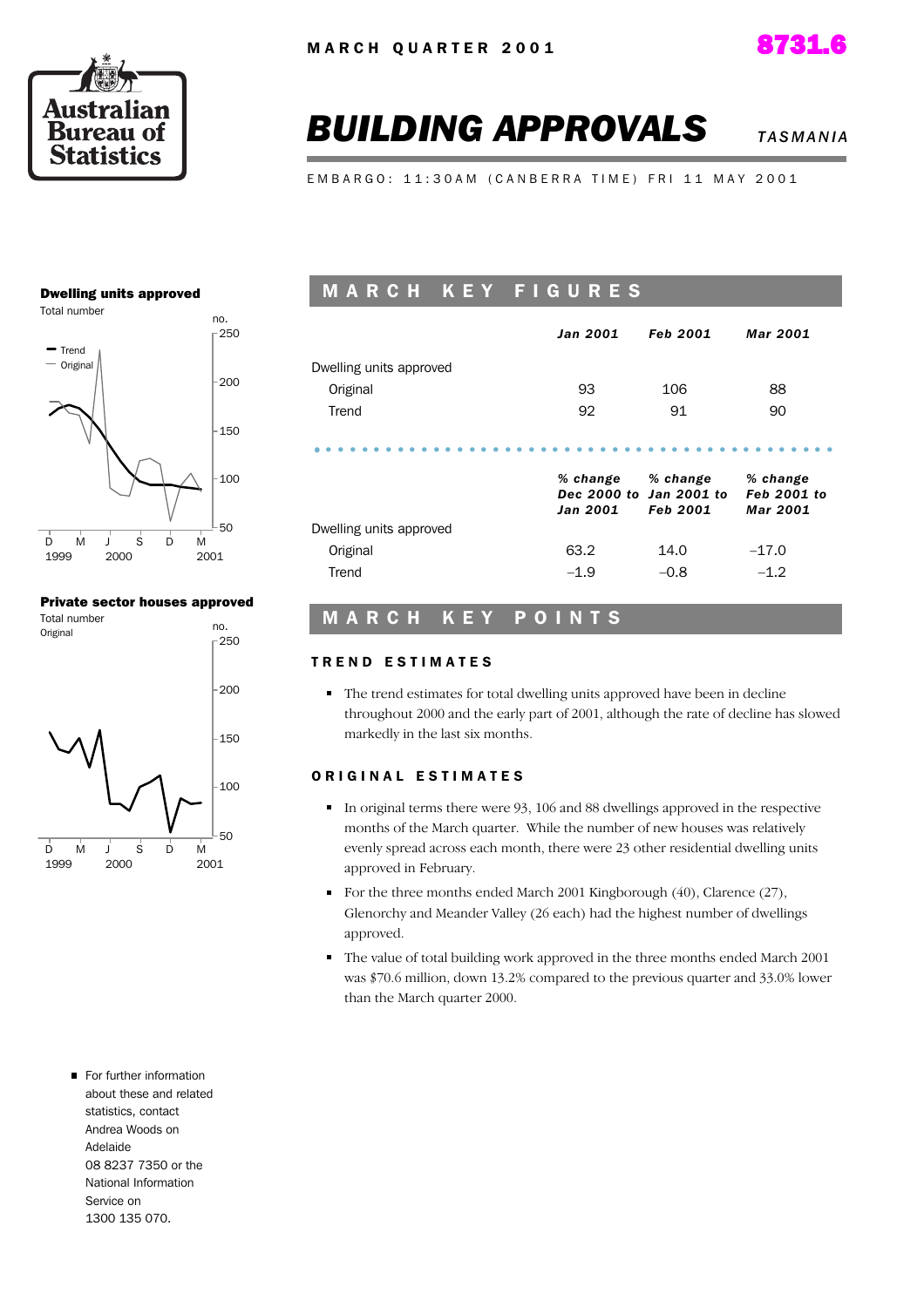MARCH QUARTER 2001

8731.6

# BUILDING APPROVALS

*TASMANIA*

EMBARGO: 11:30AM (CANBERRA TIME) FRI 11 MAY 2001

**Dwelling units approved**
Total number

**Private sector houses approved**
Total number
Original

## MARCH KEY FIGURES

| | *Jan 2001* | *Feb 2001* | *Mar 2001* |
|---|---|---|---|
| Dwelling units approved | | | |
| Original | 93 | 106 | 88 |
| Trend | 92 | 91 | 90 |

| | *% change Dec 2000 to Jan 2001* | *% change Jan 2001 to Feb 2001* | *% change Feb 2001 to Mar 2001* |
|---|---|---|---|
| Dwelling units approved | | | |
| Original | 63.2 | 14.0 | –17.0 |
| Trend | –1.9 | –0.8 | –1.2 |

## MARCH KEY POINTS

### TREND ESTIMATES

- The trend estimates for total dwelling units approved have been in decline throughout 2000 and the early part of 2001, although the rate of decline has slowed markedly in the last six months.

### ORIGINAL ESTIMATES

- In original terms there were 93, 106 and 88 dwellings approved in the respective months of the March quarter. While the number of new houses was relatively evenly spread across each month, there were 23 other residential dwelling units approved in February.
- For the three months ended March 2001 Kingborough (40), Clarence (27), Glenorchy and Meander Valley (26 each) had the highest number of dwellings approved.
- The value of total building work approved in the three months ended March 2001 was $70.6 million, down 13.2% compared to the previous quarter and 33.0% lower than the March quarter 2000.

- For further information about these and related statistics, contact Andrea Woods on Adelaide 08 8237 7350 or the National Information Service on 1300 135 070.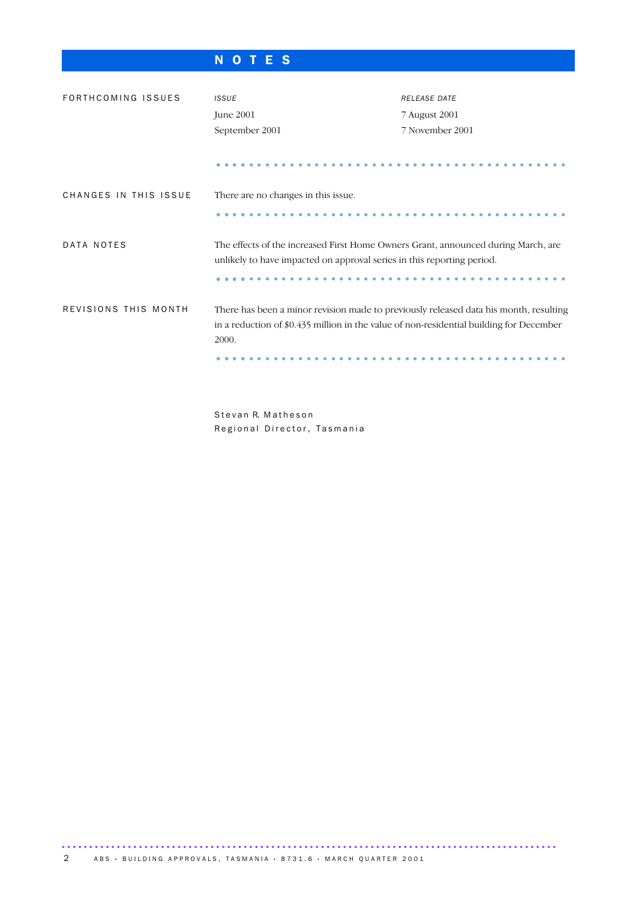# NOTES

## FORTHCOMING ISSUES

| *ISSUE* | *RELEASE DATE* |
|---|---|
| June 2001 | 7 August 2001 |
| September 2001 | 7 November 2001 |

## CHANGES IN THIS ISSUE

There are no changes in this issue.

## DATA NOTES

The effects of the increased First Home Owners Grant, announced during March, are unlikely to have impacted on approval series in this reporting period.

## REVISIONS THIS MONTH

There has been a minor revision made to previously released data his month, resulting in a reduction of $0.435 million in the value of non-residential building for December 2000.

Stevan R. Matheson
Regional Director, Tasmania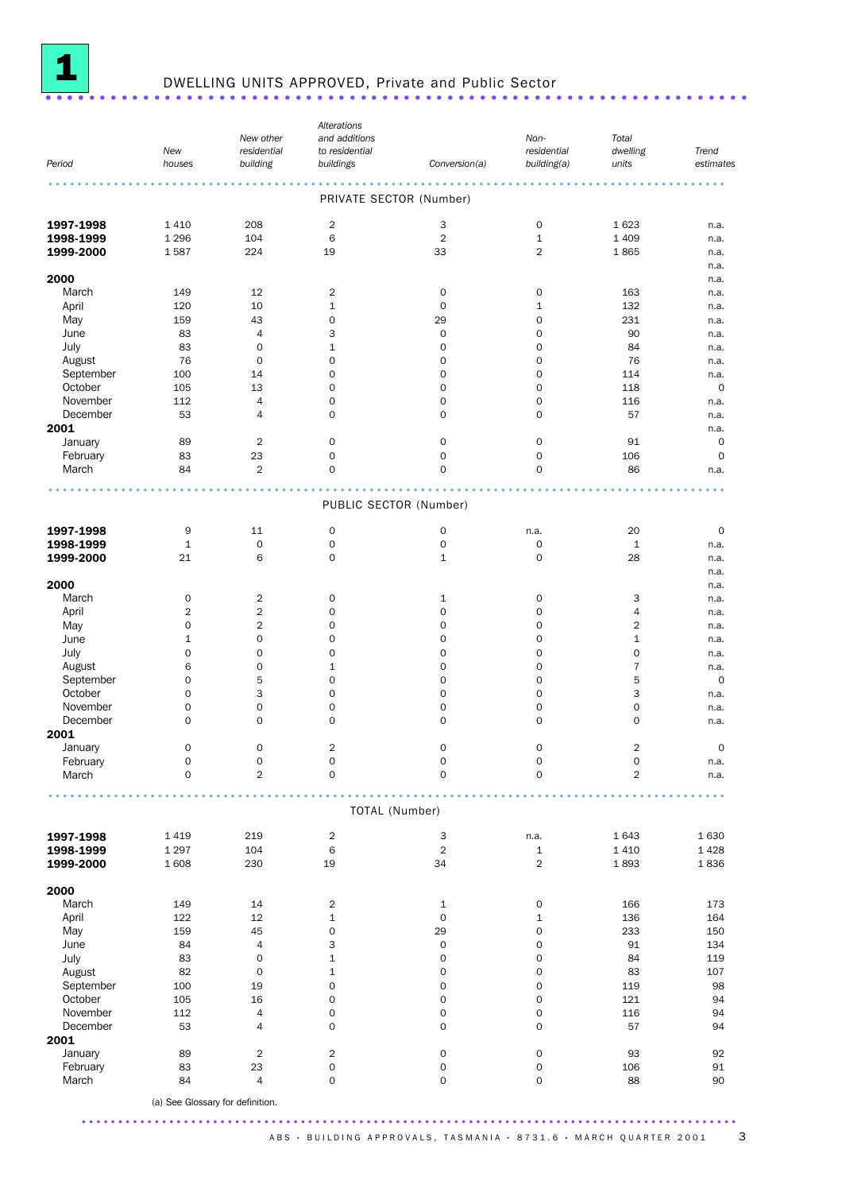# 1 DWELLING UNITS APPROVED, Private and Public Sector

| Period | New houses | New other residential building | Alterations and additions to residential buildings | Conversion(a) | Non-residential building(a) | Total dwelling units | Trend estimates |
|---|---|---|---|---|---|---|---|
| **PRIVATE SECTOR (Number)** | | | | | | | |
| **1997-1998** | 1 410 | 208 | 2 | 3 | 0 | 1 623 | n.a. |
| **1998-1999** | 1 296 | 104 | 6 | 2 | 1 | 1 409 | n.a. |
| **1999-2000** | 1 587 | 224 | 19 | 33 | 2 | 1 865 | n.a. |
| | | | | | | | n.a. |
| **2000** | | | | | | | n.a. |
| March | 149 | 12 | 2 | 0 | 0 | 163 | n.a. |
| April | 120 | 10 | 1 | 0 | 1 | 132 | n.a. |
| May | 159 | 43 | 0 | 29 | 0 | 231 | n.a. |
| June | 83 | 4 | 3 | 0 | 0 | 90 | n.a. |
| July | 83 | 0 | 1 | 0 | 0 | 84 | n.a. |
| August | 76 | 0 | 0 | 0 | 0 | 76 | n.a. |
| September | 100 | 14 | 0 | 0 | 0 | 114 | n.a. |
| October | 105 | 13 | 0 | 0 | 0 | 118 | 0 |
| November | 112 | 4 | 0 | 0 | 0 | 116 | n.a. |
| December | 53 | 4 | 0 | 0 | 0 | 57 | n.a. |
| **2001** | | | | | | | n.a. |
| January | 89 | 2 | 0 | 0 | 0 | 91 | 0 |
| February | 83 | 23 | 0 | 0 | 0 | 106 | 0 |
| March | 84 | 2 | 0 | 0 | 0 | 86 | n.a. |
| **PUBLIC SECTOR (Number)** | | | | | | | |
| **1997-1998** | 9 | 11 | 0 | 0 | n.a. | 20 | 0 |
| **1998-1999** | 1 | 0 | 0 | 0 | 0 | 1 | n.a. |
| **1999-2000** | 21 | 6 | 0 | 1 | 0 | 28 | n.a. |
| | | | | | | | n.a. |
| **2000** | | | | | | | n.a. |
| March | 0 | 2 | 0 | 1 | 0 | 3 | n.a. |
| April | 2 | 2 | 0 | 0 | 0 | 4 | n.a. |
| May | 0 | 2 | 0 | 0 | 0 | 2 | n.a. |
| June | 1 | 0 | 0 | 0 | 0 | 1 | n.a. |
| July | 0 | 0 | 0 | 0 | 0 | 0 | n.a. |
| August | 6 | 0 | 1 | 0 | 0 | 7 | n.a. |
| September | 0 | 5 | 0 | 0 | 0 | 5 | 0 |
| October | 0 | 3 | 0 | 0 | 0 | 3 | n.a. |
| November | 0 | 0 | 0 | 0 | 0 | 0 | n.a. |
| December | 0 | 0 | 0 | 0 | 0 | 0 | n.a. |
| **2001** | | | | | | | |
| January | 0 | 0 | 2 | 0 | 0 | 2 | 0 |
| February | 0 | 0 | 0 | 0 | 0 | 0 | n.a. |
| March | 0 | 2 | 0 | 0 | 0 | 2 | n.a. |
| **TOTAL (Number)** | | | | | | | |
| **1997-1998** | 1 419 | 219 | 2 | 3 | n.a. | 1 643 | 1 630 |
| **1998-1999** | 1 297 | 104 | 6 | 2 | 1 | 1 410 | 1 428 |
| **1999-2000** | 1 608 | 230 | 19 | 34 | 2 | 1 893 | 1 836 |
| **2000** | | | | | | | |
| March | 149 | 14 | 2 | 1 | 0 | 166 | 173 |
| April | 122 | 12 | 1 | 0 | 1 | 136 | 164 |
| May | 159 | 45 | 0 | 29 | 0 | 233 | 150 |
| June | 84 | 4 | 3 | 0 | 0 | 91 | 134 |
| July | 83 | 0 | 1 | 0 | 0 | 84 | 119 |
| August | 82 | 0 | 1 | 0 | 0 | 83 | 107 |
| September | 100 | 19 | 0 | 0 | 0 | 119 | 98 |
| October | 105 | 16 | 0 | 0 | 0 | 121 | 94 |
| November | 112 | 4 | 0 | 0 | 0 | 116 | 94 |
| December | 53 | 4 | 0 | 0 | 0 | 57 | 94 |
| **2001** | | | | | | | |
| January | 89 | 2 | 2 | 0 | 0 | 93 | 92 |
| February | 83 | 23 | 0 | 0 | 0 | 106 | 91 |
| March | 84 | 4 | 0 | 0 | 0 | 88 | 90 |

(a) See Glossary for definition.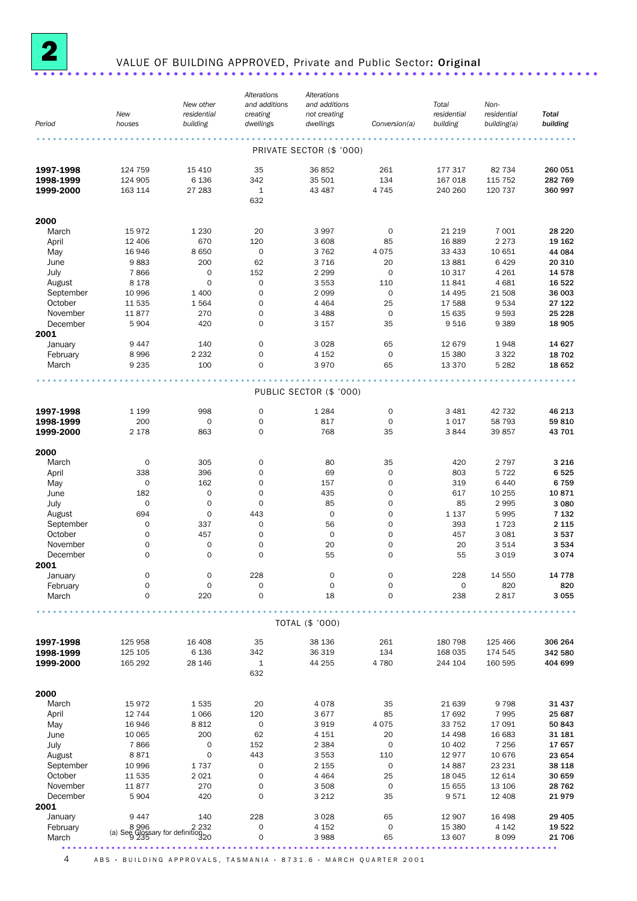# 2 VALUE OF BUILDING APPROVED, Private and Public Sector: Original

| Period | New houses | New other residential building | Alterations and additions creating dwellings | Alterations and additions not creating dwellings | Conversion(a) | Total residential building | Non-residential building(a) | Total building |
|---|---|---|---|---|---|---|---|---|
| | | | | PRIVATE SECTOR ($ '000) | | | | |
| **1997-1998** | 124 759 | 15 410 | 35 | 36 852 | 261 | 177 317 | 82 734 | **260 051** |
| **1998-1999** | 124 905 | 6 136 | 342 | 35 501 | 134 | 167 018 | 115 752 | **282 769** |
| **1999-2000** | 163 114 | 27 283 | 1 632 | 43 487 | 4 745 | 240 260 | 120 737 | **360 997** |
| **2000** | | | | | | | | |
| March | 15 972 | 1 230 | 20 | 3 997 | 0 | 21 219 | 7 001 | **28 220** |
| April | 12 406 | 670 | 120 | 3 608 | 85 | 16 889 | 2 273 | **19 162** |
| May | 16 946 | 8 650 | 0 | 3 762 | 4 075 | 33 433 | 10 651 | **44 084** |
| June | 9 883 | 200 | 62 | 3 716 | 20 | 13 881 | 6 429 | **20 310** |
| July | 7 866 | 0 | 152 | 2 299 | 0 | 10 317 | 4 261 | **14 578** |
| August | 8 178 | 0 | 0 | 3 553 | 110 | 11 841 | 4 681 | **16 522** |
| September | 10 996 | 1 400 | 0 | 2 099 | 0 | 14 495 | 21 508 | **36 003** |
| October | 11 535 | 1 564 | 0 | 4 464 | 25 | 17 588 | 9 534 | **27 122** |
| November | 11 877 | 270 | 0 | 3 488 | 0 | 15 635 | 9 593 | **25 228** |
| December | 5 904 | 420 | 0 | 3 157 | 35 | 9 516 | 9 389 | **18 905** |
| **2001** | | | | | | | | |
| January | 9 447 | 140 | 0 | 3 028 | 65 | 12 679 | 1 948 | **14 627** |
| February | 8 996 | 2 232 | 0 | 4 152 | 0 | 15 380 | 3 322 | **18 702** |
| March | 9 235 | 100 | 0 | 3 970 | 65 | 13 370 | 5 282 | **18 652** |
| | | | | PUBLIC SECTOR ($ '000) | | | | |
| **1997-1998** | 1 199 | 998 | 0 | 1 284 | 0 | 3 481 | 42 732 | **46 213** |
| **1998-1999** | 200 | 0 | 0 | 817 | 0 | 1 017 | 58 793 | **59 810** |
| **1999-2000** | 2 178 | 863 | 0 | 768 | 35 | 3 844 | 39 857 | **43 701** |
| **2000** | | | | | | | | |
| March | 0 | 305 | 0 | 80 | 35 | 420 | 2 797 | **3 216** |
| April | 338 | 396 | 0 | 69 | 0 | 803 | 5 722 | **6 525** |
| May | 0 | 162 | 0 | 157 | 0 | 319 | 6 440 | **6 759** |
| June | 182 | 0 | 0 | 435 | 0 | 617 | 10 255 | **10 871** |
| July | 0 | 0 | 0 | 85 | 0 | 85 | 2 995 | **3 080** |
| August | 694 | 0 | 443 | 0 | 0 | 1 137 | 5 995 | **7 132** |
| September | 0 | 337 | 0 | 56 | 0 | 393 | 1 723 | **2 115** |
| October | 0 | 457 | 0 | 0 | 0 | 457 | 3 081 | **3 537** |
| November | 0 | 0 | 0 | 20 | 0 | 20 | 3 514 | **3 534** |
| December | 0 | 0 | 0 | 55 | 0 | 55 | 3 019 | **3 074** |
| **2001** | | | | | | | | |
| January | 0 | 0 | 228 | 0 | 0 | 228 | 14 550 | **14 778** |
| February | 0 | 0 | 0 | 0 | 0 | 0 | 820 | **820** |
| March | 0 | 220 | 0 | 18 | 0 | 238 | 2 817 | **3 055** |
| | | | | TOTAL ($ '000) | | | | |
| **1997-1998** | 125 958 | 16 408 | 35 | 38 136 | 261 | 180 798 | 125 466 | **306 264** |
| **1998-1999** | 125 105 | 6 136 | 342 | 36 319 | 134 | 168 035 | 174 545 | **342 580** |
| **1999-2000** | 165 292 | 28 146 | 1 632 | 44 255 | 4 780 | 244 104 | 160 595 | **404 699** |
| **2000** | | | | | | | | |
| March | 15 972 | 1 535 | 20 | 4 078 | 35 | 21 639 | 9 798 | **31 437** |
| April | 12 744 | 1 066 | 120 | 3 677 | 85 | 17 692 | 7 995 | **25 687** |
| May | 16 946 | 8 812 | 0 | 3 919 | 4 075 | 33 752 | 17 091 | **50 843** |
| June | 10 065 | 200 | 62 | 4 151 | 20 | 14 498 | 16 683 | **31 181** |
| July | 7 866 | 0 | 152 | 2 384 | 0 | 10 402 | 7 256 | **17 657** |
| August | 8 871 | 0 | 443 | 3 553 | 110 | 12 977 | 10 676 | **23 654** |
| September | 10 996 | 1 737 | 0 | 2 155 | 0 | 14 887 | 23 231 | **38 118** |
| October | 11 535 | 2 021 | 0 | 4 464 | 25 | 18 045 | 12 614 | **30 659** |
| November | 11 877 | 270 | 0 | 3 508 | 0 | 15 655 | 13 106 | **28 762** |
| December | 5 904 | 420 | 0 | 3 212 | 35 | 9 571 | 12 408 | **21 979** |
| **2001** | | | | | | | | |
| January | 9 447 | 140 | 228 | 3 028 | 65 | 12 907 | 16 498 | **29 405** |
| February | 8 996 | 2 232 | 0 | 4 152 | 0 | 15 380 | 4 142 | **19 522** |
| March | 9 235 | 320 | 0 | 3 988 | 65 | 13 607 | 8 099 | **21 706** |

(a) See Glossary for definition.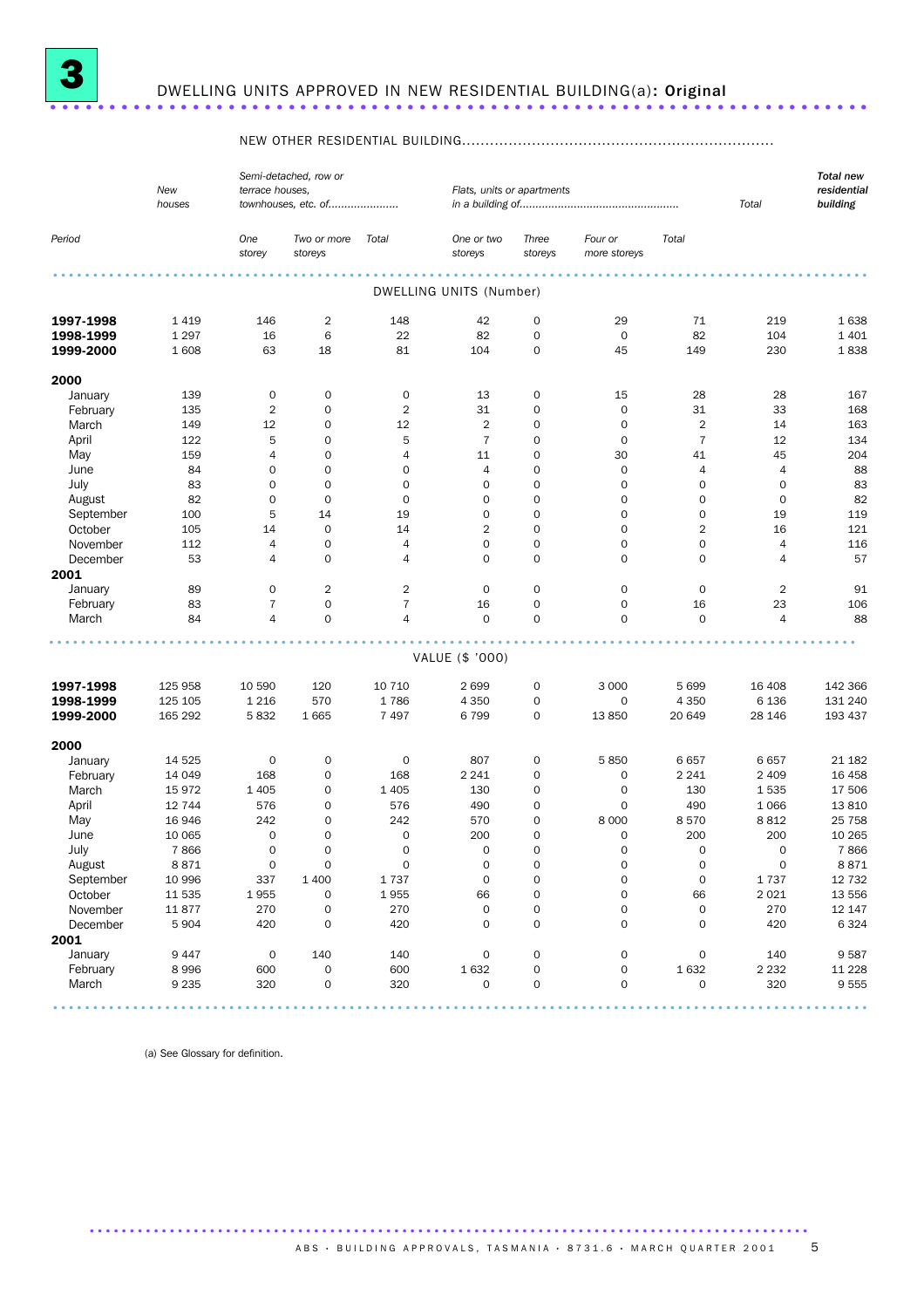## 3 DWELLING UNITS APPROVED IN NEW RESIDENTIAL BUILDING(a): Original

| Period | New houses | Semi-detached, row or terrace houses, townhouses, etc. of: One storey | Two or more storeys | Total | Flats, units or apartments in a building of: One or two storeys | Three storeys | Four or more storeys | Total | NEW OTHER RESIDENTIAL BUILDING Total | Total new residential building |
|---|---|---|---|---|---|---|---|---|---|---|
| | | | | | **DWELLING UNITS (Number)** | | | | | |
| **1997-1998** | 1 419 | 146 | 2 | 148 | 42 | 0 | 29 | 71 | 219 | 1 638 |
| **1998-1999** | 1 297 | 16 | 6 | 22 | 82 | 0 | 0 | 82 | 104 | 1 401 |
| **1999-2000** | 1 608 | 63 | 18 | 81 | 104 | 0 | 45 | 149 | 230 | 1 838 |
| **2000** | | | | | | | | | | |
| January | 139 | 0 | 0 | 0 | 13 | 0 | 15 | 28 | 28 | 167 |
| February | 135 | 2 | 0 | 2 | 31 | 0 | 0 | 31 | 33 | 168 |
| March | 149 | 12 | 0 | 12 | 2 | 0 | 0 | 2 | 14 | 163 |
| April | 122 | 5 | 0 | 5 | 7 | 0 | 0 | 7 | 12 | 134 |
| May | 159 | 4 | 0 | 4 | 11 | 0 | 30 | 41 | 45 | 204 |
| June | 84 | 0 | 0 | 0 | 4 | 0 | 0 | 4 | 4 | 88 |
| July | 83 | 0 | 0 | 0 | 0 | 0 | 0 | 0 | 0 | 83 |
| August | 82 | 0 | 0 | 0 | 0 | 0 | 0 | 0 | 0 | 82 |
| September | 100 | 5 | 14 | 19 | 0 | 0 | 0 | 0 | 19 | 119 |
| October | 105 | 14 | 0 | 14 | 2 | 0 | 0 | 2 | 16 | 121 |
| November | 112 | 4 | 0 | 4 | 0 | 0 | 0 | 0 | 4 | 116 |
| December | 53 | 4 | 0 | 4 | 0 | 0 | 0 | 0 | 4 | 57 |
| **2001** | | | | | | | | | | |
| January | 89 | 0 | 2 | 2 | 0 | 0 | 0 | 0 | 2 | 91 |
| February | 83 | 7 | 0 | 7 | 16 | 0 | 0 | 16 | 23 | 106 |
| March | 84 | 4 | 0 | 4 | 0 | 0 | 0 | 0 | 4 | 88 |
| | | | | | **VALUE ($ '000)** | | | | | |
| **1997-1998** | 125 958 | 10 590 | 120 | 10 710 | 2 699 | 0 | 3 000 | 5 699 | 16 408 | 142 366 |
| **1998-1999** | 125 105 | 1 216 | 570 | 1 786 | 4 350 | 0 | 0 | 4 350 | 6 136 | 131 240 |
| **1999-2000** | 165 292 | 5 832 | 1 665 | 7 497 | 6 799 | 0 | 13 850 | 20 649 | 28 146 | 193 437 |
| **2000** | | | | | | | | | | |
| January | 14 525 | 0 | 0 | 0 | 807 | 0 | 5 850 | 6 657 | 6 657 | 21 182 |
| February | 14 049 | 168 | 0 | 168 | 2 241 | 0 | 0 | 2 241 | 2 409 | 16 458 |
| March | 15 972 | 1 405 | 0 | 1 405 | 130 | 0 | 0 | 130 | 1 535 | 17 506 |
| April | 12 744 | 576 | 0 | 576 | 490 | 0 | 0 | 490 | 1 066 | 13 810 |
| May | 16 946 | 242 | 0 | 242 | 570 | 0 | 8 000 | 8 570 | 8 812 | 25 758 |
| June | 10 065 | 0 | 0 | 0 | 200 | 0 | 0 | 200 | 200 | 10 265 |
| July | 7 866 | 0 | 0 | 0 | 0 | 0 | 0 | 0 | 0 | 7 866 |
| August | 8 871 | 0 | 0 | 0 | 0 | 0 | 0 | 0 | 0 | 8 871 |
| September | 10 996 | 337 | 1 400 | 1 737 | 0 | 0 | 0 | 0 | 1 737 | 12 732 |
| October | 11 535 | 1 955 | 0 | 1 955 | 66 | 0 | 0 | 66 | 2 021 | 13 556 |
| November | 11 877 | 270 | 0 | 270 | 0 | 0 | 0 | 0 | 270 | 12 147 |
| December | 5 904 | 420 | 0 | 420 | 0 | 0 | 0 | 0 | 420 | 6 324 |
| **2001** | | | | | | | | | | |
| January | 9 447 | 0 | 140 | 140 | 0 | 0 | 0 | 0 | 140 | 9 587 |
| February | 8 996 | 600 | 0 | 600 | 1 632 | 0 | 0 | 1 632 | 2 232 | 11 228 |
| March | 9 235 | 320 | 0 | 320 | 0 | 0 | 0 | 0 | 320 | 9 555 |

(a) See Glossary for definition.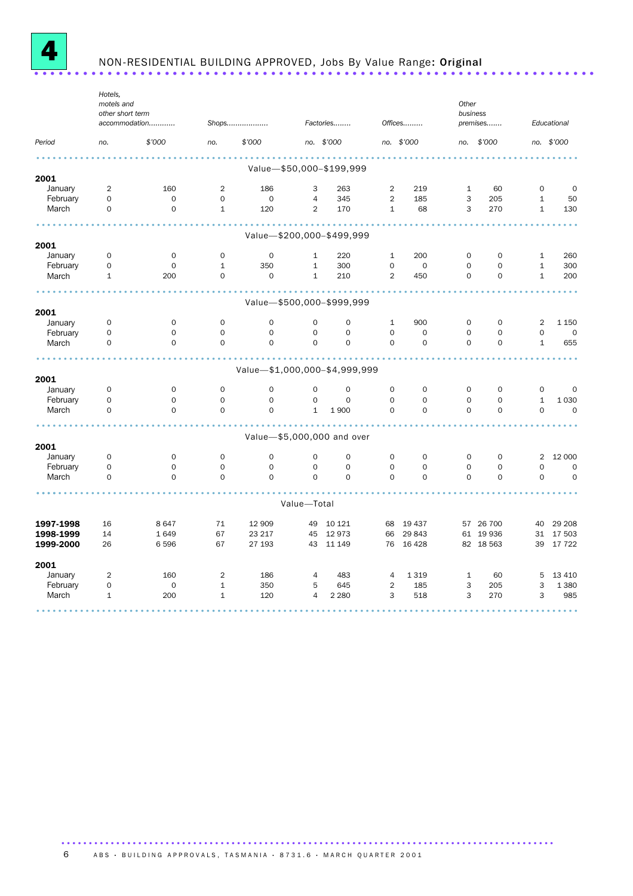# 4 NON-RESIDENTIAL BUILDING APPROVED, Jobs By Value Range: Original

| Period | Hotels, motels and other short term accommodation | | Shops | | Factories | | Offices | | Other business premises | | Educational | |
|---|---|---|---|---|---|---|---|---|---|---|---|---|
| | no. | $'000 | no. | $'000 | no. | $'000 | no. | $'000 | no. | $'000 | no. | $'000 |
| **Value—$50,000–$199,999** | | | | | | | | | | | | |
| **2001** | | | | | | | | | | | | |
| January | 2 | 160 | 2 | 186 | 3 | 263 | 2 | 219 | 1 | 60 | 0 | 0 |
| February | 0 | 0 | 0 | 0 | 4 | 345 | 2 | 185 | 3 | 205 | 1 | 50 |
| March | 0 | 0 | 1 | 120 | 2 | 170 | 1 | 68 | 3 | 270 | 1 | 130 |
| **Value—$200,000–$499,999** | | | | | | | | | | | | |
| **2001** | | | | | | | | | | | | |
| January | 0 | 0 | 0 | 0 | 1 | 220 | 1 | 200 | 0 | 0 | 1 | 260 |
| February | 0 | 0 | 1 | 350 | 1 | 300 | 0 | 0 | 0 | 0 | 1 | 300 |
| March | 1 | 200 | 0 | 0 | 1 | 210 | 2 | 450 | 0 | 0 | 1 | 200 |
| **Value—$500,000–$999,999** | | | | | | | | | | | | |
| **2001** | | | | | | | | | | | | |
| January | 0 | 0 | 0 | 0 | 0 | 0 | 1 | 900 | 0 | 0 | 2 | 1 150 |
| February | 0 | 0 | 0 | 0 | 0 | 0 | 0 | 0 | 0 | 0 | 0 | 0 |
| March | 0 | 0 | 0 | 0 | 0 | 0 | 0 | 0 | 0 | 0 | 1 | 655 |
| **Value—$1,000,000–$4,999,999** | | | | | | | | | | | | |
| **2001** | | | | | | | | | | | | |
| January | 0 | 0 | 0 | 0 | 0 | 0 | 0 | 0 | 0 | 0 | 0 | 0 |
| February | 0 | 0 | 0 | 0 | 0 | 0 | 0 | 0 | 0 | 0 | 1 | 1 030 |
| March | 0 | 0 | 0 | 0 | 1 | 1 900 | 0 | 0 | 0 | 0 | 0 | 0 |
| **Value—$5,000,000 and over** | | | | | | | | | | | | |
| **2001** | | | | | | | | | | | | |
| January | 0 | 0 | 0 | 0 | 0 | 0 | 0 | 0 | 0 | 0 | 2 | 12 000 |
| February | 0 | 0 | 0 | 0 | 0 | 0 | 0 | 0 | 0 | 0 | 0 | 0 |
| March | 0 | 0 | 0 | 0 | 0 | 0 | 0 | 0 | 0 | 0 | 0 | 0 |
| **Value—Total** | | | | | | | | | | | | |
| **1997-1998** | 16 | 8 647 | 71 | 12 909 | 49 | 10 121 | 68 | 19 437 | 57 | 26 700 | 40 | 29 208 |
| **1998-1999** | 14 | 1 649 | 67 | 23 217 | 45 | 12 973 | 66 | 29 843 | 61 | 19 936 | 31 | 17 503 |
| **1999-2000** | 26 | 6 596 | 67 | 27 193 | 43 | 11 149 | 76 | 16 428 | 82 | 18 563 | 39 | 17 722 |
| **2001** | | | | | | | | | | | | |
| January | 2 | 160 | 2 | 186 | 4 | 483 | 4 | 1 319 | 1 | 60 | 5 | 13 410 |
| February | 0 | 0 | 1 | 350 | 5 | 645 | 2 | 185 | 3 | 205 | 3 | 1 380 |
| March | 1 | 200 | 1 | 120 | 4 | 2 280 | 3 | 518 | 3 | 270 | 3 | 985 |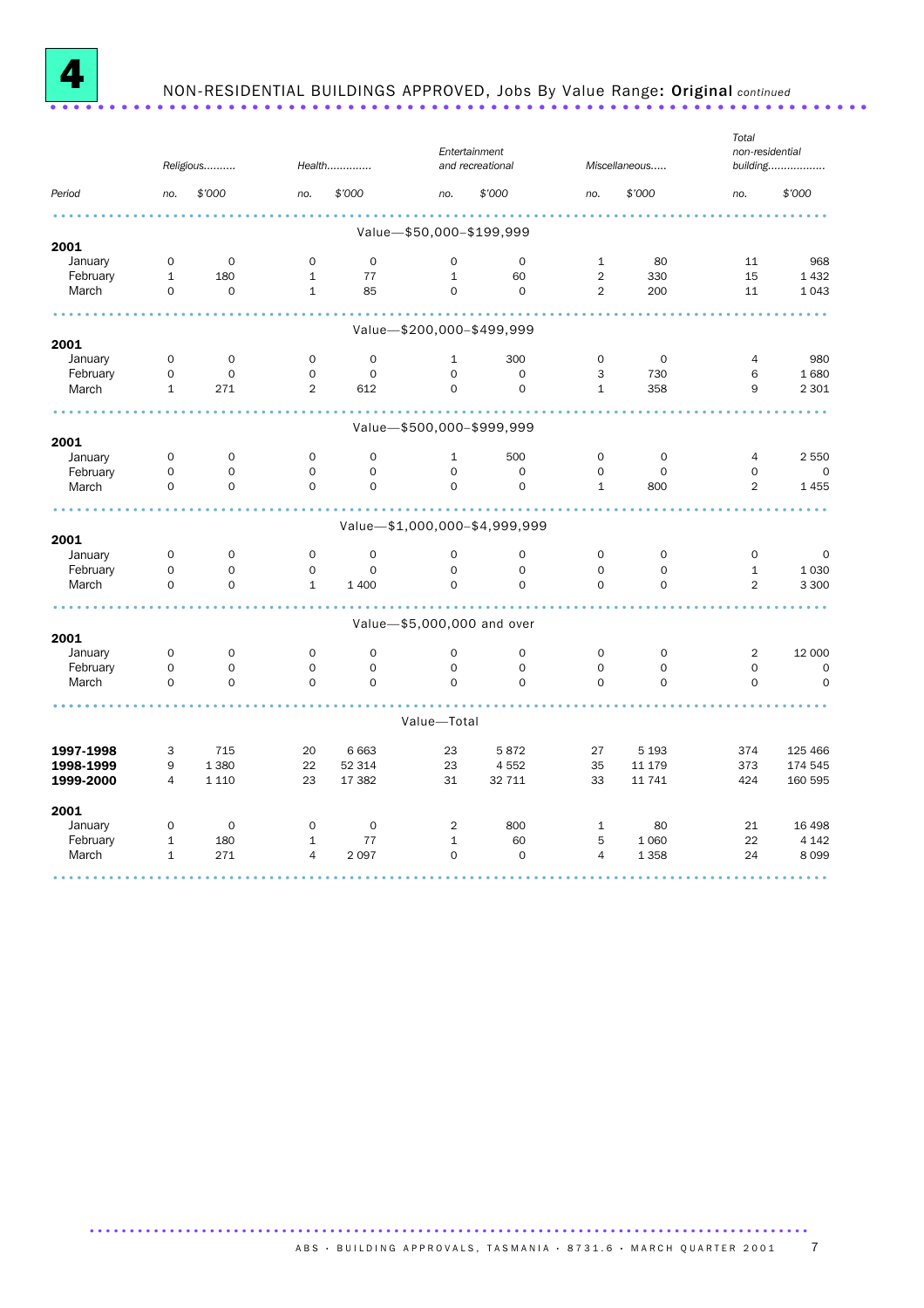# 4 NON-RESIDENTIAL BUILDINGS APPROVED, Jobs By Value Range: **Original** *continued*

| Period | Religious | | Health | | Entertainment and recreational | | Miscellaneous | | Total non-residential building | |
|---|---|---|---|---|---|---|---|---|---|---|
| | no. | $'000 | no. | $'000 | no. | $'000 | no. | $'000 | no. | $'000 |
| **Value—$50,000–$199,999** | | | | | | | | | | |
| **2001** | | | | | | | | | | |
| January | 0 | 0 | 0 | 0 | 0 | 0 | 1 | 80 | 11 | 968 |
| February | 1 | 180 | 1 | 77 | 1 | 60 | 2 | 330 | 15 | 1 432 |
| March | 0 | 0 | 1 | 85 | 0 | 0 | 2 | 200 | 11 | 1 043 |
| **Value—$200,000–$499,999** | | | | | | | | | | |
| **2001** | | | | | | | | | | |
| January | 0 | 0 | 0 | 0 | 1 | 300 | 0 | 0 | 4 | 980 |
| February | 0 | 0 | 0 | 0 | 0 | 0 | 3 | 730 | 6 | 1 680 |
| March | 1 | 271 | 2 | 612 | 0 | 0 | 1 | 358 | 9 | 2 301 |
| **Value—$500,000–$999,999** | | | | | | | | | | |
| **2001** | | | | | | | | | | |
| January | 0 | 0 | 0 | 0 | 1 | 500 | 0 | 0 | 4 | 2 550 |
| February | 0 | 0 | 0 | 0 | 0 | 0 | 0 | 0 | 0 | 0 |
| March | 0 | 0 | 0 | 0 | 0 | 0 | 1 | 800 | 2 | 1 455 |
| **Value—$1,000,000–$4,999,999** | | | | | | | | | | |
| **2001** | | | | | | | | | | |
| January | 0 | 0 | 0 | 0 | 0 | 0 | 0 | 0 | 0 | 0 |
| February | 0 | 0 | 0 | 0 | 0 | 0 | 0 | 0 | 1 | 1 030 |
| March | 0 | 0 | 1 | 1 400 | 0 | 0 | 0 | 0 | 2 | 3 300 |
| **Value—$5,000,000 and over** | | | | | | | | | | |
| **2001** | | | | | | | | | | |
| January | 0 | 0 | 0 | 0 | 0 | 0 | 0 | 0 | 2 | 12 000 |
| February | 0 | 0 | 0 | 0 | 0 | 0 | 0 | 0 | 0 | 0 |
| March | 0 | 0 | 0 | 0 | 0 | 0 | 0 | 0 | 0 | 0 |
| **Value—Total** | | | | | | | | | | |
| **1997-1998** | 3 | 715 | 20 | 6 663 | 23 | 5 872 | 27 | 5 193 | 374 | 125 466 |
| **1998-1999** | 9 | 1 380 | 22 | 52 314 | 23 | 4 552 | 35 | 11 179 | 373 | 174 545 |
| **1999-2000** | 4 | 1 110 | 23 | 17 382 | 31 | 32 711 | 33 | 11 741 | 424 | 160 595 |
| **2001** | | | | | | | | | | |
| January | 0 | 0 | 0 | 0 | 2 | 800 | 1 | 80 | 21 | 16 498 |
| February | 1 | 180 | 1 | 77 | 1 | 60 | 5 | 1 060 | 22 | 4 142 |
| March | 1 | 271 | 4 | 2 097 | 0 | 0 | 4 | 1 358 | 24 | 8 099 |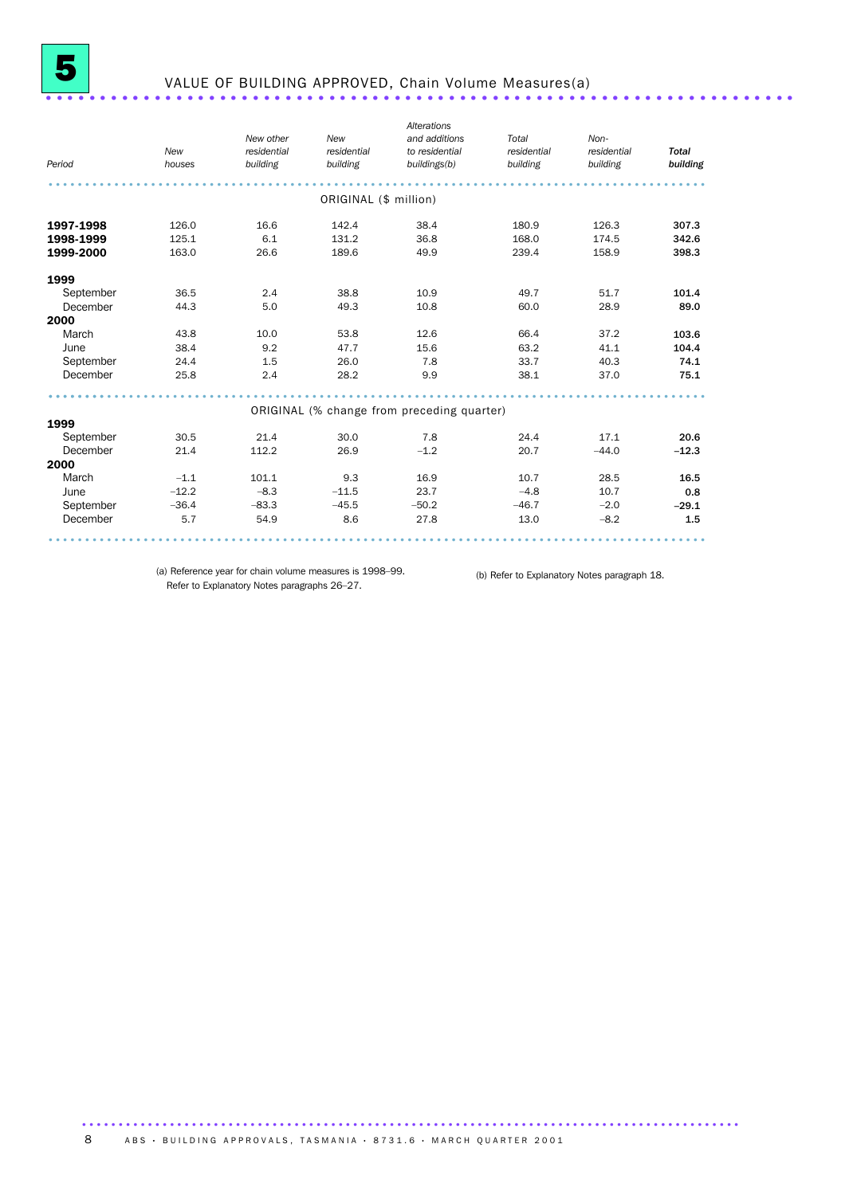# 5 VALUE OF BUILDING APPROVED, Chain Volume Measures(a)

| Period | New houses | New other residential building | New residential building | Alterations and additions to residential buildings(b) | Total residential building | Non-residential building | Total building |
|---|---|---|---|---|---|---|---|
| | | | ORIGINAL ($ million) | | | | |
| **1997-1998** | 126.0 | 16.6 | 142.4 | 38.4 | 180.9 | 126.3 | **307.3** |
| **1998-1999** | 125.1 | 6.1 | 131.2 | 36.8 | 168.0 | 174.5 | **342.6** |
| **1999-2000** | 163.0 | 26.6 | 189.6 | 49.9 | 239.4 | 158.9 | **398.3** |
| **1999** | | | | | | | |
| September | 36.5 | 2.4 | 38.8 | 10.9 | 49.7 | 51.7 | **101.4** |
| December | 44.3 | 5.0 | 49.3 | 10.8 | 60.0 | 28.9 | **89.0** |
| **2000** | | | | | | | |
| March | 43.8 | 10.0 | 53.8 | 12.6 | 66.4 | 37.2 | **103.6** |
| June | 38.4 | 9.2 | 47.7 | 15.6 | 63.2 | 41.1 | **104.4** |
| September | 24.4 | 1.5 | 26.0 | 7.8 | 33.7 | 40.3 | **74.1** |
| December | 25.8 | 2.4 | 28.2 | 9.9 | 38.1 | 37.0 | **75.1** |
| | | | ORIGINAL (% change from preceding quarter) | | | | |
| **1999** | | | | | | | |
| September | 30.5 | 21.4 | 30.0 | 7.8 | 24.4 | 17.1 | **20.6** |
| December | 21.4 | 112.2 | 26.9 | –1.2 | 20.7 | –44.0 | **–12.3** |
| **2000** | | | | | | | |
| March | –1.1 | 101.1 | 9.3 | 16.9 | 10.7 | 28.5 | **16.5** |
| June | –12.2 | –8.3 | –11.5 | 23.7 | –4.8 | 10.7 | **0.8** |
| September | –36.4 | –83.3 | –45.5 | –50.2 | –46.7 | –2.0 | **–29.1** |
| December | 5.7 | 54.9 | 8.6 | 27.8 | 13.0 | –8.2 | **1.5** |

(a) Reference year for chain volume measures is 1998–99. Refer to Explanatory Notes paragraphs 26–27.

(b) Refer to Explanatory Notes paragraph 18.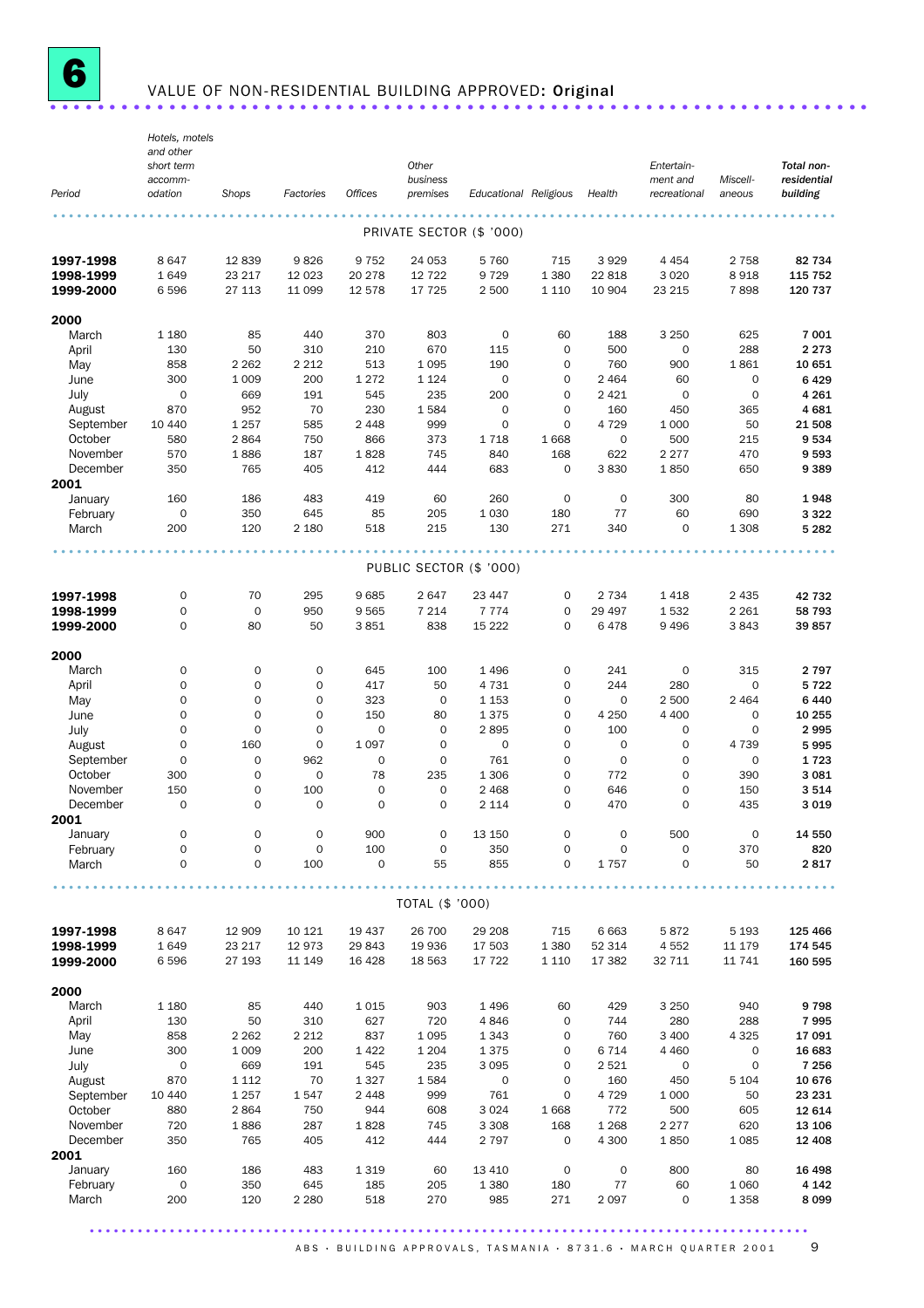# 6 VALUE OF NON-RESIDENTIAL BUILDING APPROVED: Original

| Period | Hotels, motels and other short term accommodation | Shops | Factories | Offices | Other business premises | Educational | Religious | Health | Entertainment and recreational | Miscellaneous | Total non-residential building |
|---|---|---|---|---|---|---|---|---|---|---|---|
| | | | | | PRIVATE SECTOR ($ '000) | | | | | | |
| **1997-1998** | 8 647 | 12 839 | 9 826 | 9 752 | 24 053 | 5 760 | 715 | 3 929 | 4 454 | 2 758 | **82 734** |
| **1998-1999** | 1 649 | 23 217 | 12 023 | 20 278 | 12 722 | 9 729 | 1 380 | 22 818 | 3 020 | 8 918 | **115 752** |
| **1999-2000** | 6 596 | 27 113 | 11 099 | 12 578 | 17 725 | 2 500 | 1 110 | 10 904 | 23 215 | 7 898 | **120 737** |
| **2000** | | | | | | | | | | | |
| March | 1 180 | 85 | 440 | 370 | 803 | 0 | 60 | 188 | 3 250 | 625 | **7 001** |
| April | 130 | 50 | 310 | 210 | 670 | 115 | 0 | 500 | 0 | 288 | **2 273** |
| May | 858 | 2 262 | 2 212 | 513 | 1 095 | 190 | 0 | 760 | 900 | 1 861 | **10 651** |
| June | 300 | 1 009 | 200 | 1 272 | 1 124 | 0 | 0 | 2 464 | 60 | 0 | **6 429** |
| July | 0 | 669 | 191 | 545 | 235 | 200 | 0 | 2 421 | 0 | 0 | **4 261** |
| August | 870 | 952 | 70 | 230 | 1 584 | 0 | 0 | 160 | 450 | 365 | **4 681** |
| September | 10 440 | 1 257 | 585 | 2 448 | 999 | 0 | 0 | 4 729 | 1 000 | 50 | **21 508** |
| October | 580 | 2 864 | 750 | 866 | 373 | 1 718 | 1 668 | 0 | 500 | 215 | **9 534** |
| November | 570 | 1 886 | 187 | 1 828 | 745 | 840 | 168 | 622 | 2 277 | 470 | **9 593** |
| December | 350 | 765 | 405 | 412 | 444 | 683 | 0 | 3 830 | 1 850 | 650 | **9 389** |
| **2001** | | | | | | | | | | | |
| January | 160 | 186 | 483 | 419 | 60 | 260 | 0 | 0 | 300 | 80 | **1 948** |
| February | 0 | 350 | 645 | 85 | 205 | 1 030 | 180 | 77 | 60 | 690 | **3 322** |
| March | 200 | 120 | 2 180 | 518 | 215 | 130 | 271 | 340 | 0 | 1 308 | **5 282** |
| | | | | | PUBLIC SECTOR ($ '000) | | | | | | |
| **1997-1998** | 0 | 70 | 295 | 9 685 | 2 647 | 23 447 | 0 | 2 734 | 1 418 | 2 435 | **42 732** |
| **1998-1999** | 0 | 0 | 950 | 9 565 | 7 214 | 7 774 | 0 | 29 497 | 1 532 | 2 261 | **58 793** |
| **1999-2000** | 0 | 80 | 50 | 3 851 | 838 | 15 222 | 0 | 6 478 | 9 496 | 3 843 | **39 857** |
| **2000** | | | | | | | | | | | |
| March | 0 | 0 | 0 | 645 | 100 | 1 496 | 0 | 241 | 0 | 315 | **2 797** |
| April | 0 | 0 | 0 | 417 | 50 | 4 731 | 0 | 244 | 280 | 0 | **5 722** |
| May | 0 | 0 | 0 | 323 | 0 | 1 153 | 0 | 0 | 2 500 | 2 464 | **6 440** |
| June | 0 | 0 | 0 | 150 | 80 | 1 375 | 0 | 4 250 | 4 400 | 0 | **10 255** |
| July | 0 | 0 | 0 | 0 | 0 | 2 895 | 0 | 100 | 0 | 0 | **2 995** |
| August | 0 | 160 | 0 | 1 097 | 0 | 0 | 0 | 0 | 0 | 4 739 | **5 995** |
| September | 0 | 0 | 962 | 0 | 0 | 761 | 0 | 0 | 0 | 0 | **1 723** |
| October | 300 | 0 | 0 | 78 | 235 | 1 306 | 0 | 772 | 0 | 390 | **3 081** |
| November | 150 | 0 | 100 | 0 | 0 | 2 468 | 0 | 646 | 0 | 150 | **3 514** |
| December | 0 | 0 | 0 | 0 | 0 | 2 114 | 0 | 470 | 0 | 435 | **3 019** |
| **2001** | | | | | | | | | | | |
| January | 0 | 0 | 0 | 900 | 0 | 13 150 | 0 | 0 | 500 | 0 | **14 550** |
| February | 0 | 0 | 0 | 100 | 0 | 350 | 0 | 0 | 0 | 370 | **820** |
| March | 0 | 0 | 100 | 0 | 55 | 855 | 0 | 1 757 | 0 | 50 | **2 817** |
| | | | | | TOTAL ($ '000) | | | | | | |
| **1997-1998** | 8 647 | 12 909 | 10 121 | 19 437 | 26 700 | 29 208 | 715 | 6 663 | 5 872 | 5 193 | **125 466** |
| **1998-1999** | 1 649 | 23 217 | 12 973 | 29 843 | 19 936 | 17 503 | 1 380 | 52 314 | 4 552 | 11 179 | **174 545** |
| **1999-2000** | 6 596 | 27 193 | 11 149 | 16 428 | 18 563 | 17 722 | 1 110 | 17 382 | 32 711 | 11 741 | **160 595** |
| **2000** | | | | | | | | | | | |
| March | 1 180 | 85 | 440 | 1 015 | 903 | 1 496 | 60 | 429 | 3 250 | 940 | **9 798** |
| April | 130 | 50 | 310 | 627 | 720 | 4 846 | 0 | 744 | 280 | 288 | **7 995** |
| May | 858 | 2 262 | 2 212 | 837 | 1 095 | 1 343 | 0 | 760 | 3 400 | 4 325 | **17 091** |
| June | 300 | 1 009 | 200 | 1 422 | 1 204 | 1 375 | 0 | 6 714 | 4 460 | 0 | **16 683** |
| July | 0 | 669 | 191 | 545 | 235 | 3 095 | 0 | 2 521 | 0 | 0 | **7 256** |
| August | 870 | 1 112 | 70 | 1 327 | 1 584 | 0 | 0 | 160 | 450 | 5 104 | **10 676** |
| September | 10 440 | 1 257 | 1 547 | 2 448 | 999 | 761 | 0 | 4 729 | 1 000 | 50 | **23 231** |
| October | 880 | 2 864 | 750 | 944 | 608 | 3 024 | 1 668 | 772 | 500 | 605 | **12 614** |
| November | 720 | 1 886 | 287 | 1 828 | 745 | 3 308 | 168 | 1 268 | 2 277 | 620 | **13 106** |
| December | 350 | 765 | 405 | 412 | 444 | 2 797 | 0 | 4 300 | 1 850 | 1 085 | **12 408** |
| **2001** | | | | | | | | | | | |
| January | 160 | 186 | 483 | 1 319 | 60 | 13 410 | 0 | 0 | 800 | 80 | **16 498** |
| February | 0 | 350 | 645 | 185 | 205 | 1 380 | 180 | 77 | 60 | 1 060 | **4 142** |
| March | 200 | 120 | 2 280 | 518 | 270 | 985 | 271 | 2 097 | 0 | 1 358 | **8 099** |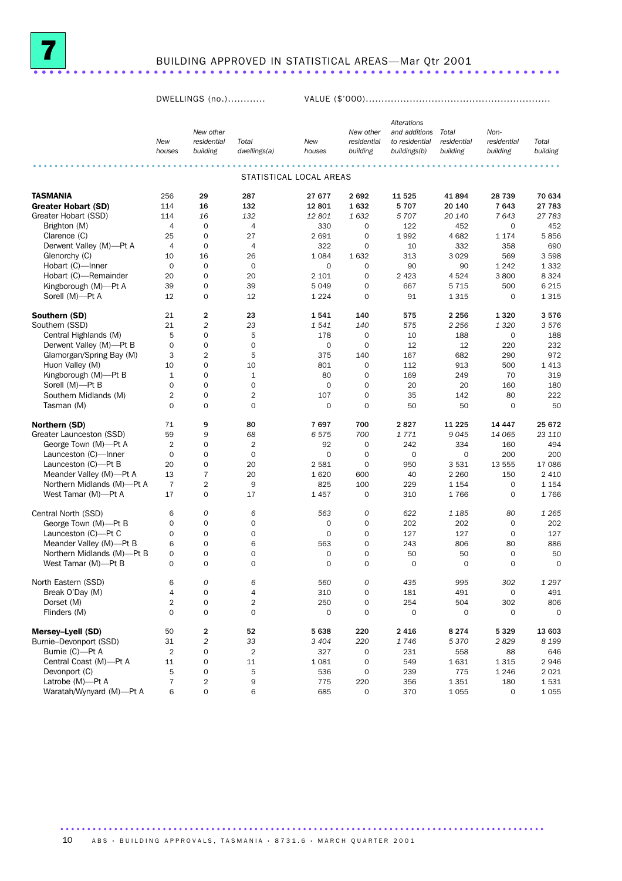# 7 BUILDING APPROVED IN STATISTICAL AREAS—Mar Qtr 2001

| | DWELLINGS (no.) | | | VALUE ($'000) | | | | | |
|---|---|---|---|---|---|---|---|---|---|
| | *New houses* | *New other residential building* | *Total dwellings(a)* | *New houses* | *New other residential building* | *Alterations and additions to residential buildings(b)* | *Total residential building* | *Non-residential building* | *Total building* |
| | | | | STATISTICAL LOCAL AREAS | | | | | |
| **TASMANIA** | 256 | **29** | 287 | 27 677 | 2 692 | 11 525 | 41 894 | 28 739 | 70 634 |
| **Greater Hobart (SD)** | **114** | **16** | **132** | **12 801** | **1 632** | **5 707** | **20 140** | **7 643** | **27 783** |
| Greater Hobart (SSD) | *114* | *16* | *132* | *12 801* | *1 632* | *5 707* | *20 140* | *7 643* | *27 783* |
| Brighton (M) | 4 | 0 | 4 | 330 | 0 | 122 | 452 | 0 | 452 |
| Clarence (C) | 25 | 0 | 27 | 2 691 | 0 | 1 992 | 4 682 | 1 174 | 5 856 |
| Derwent Valley (M)—Pt A | 4 | 0 | 4 | 322 | 0 | 10 | 332 | 358 | 690 |
| Glenorchy (C) | 10 | 16 | 26 | 1 084 | 1 632 | 313 | 3 029 | 569 | 3 598 |
| Hobart (C)—Inner | 0 | 0 | 0 | 0 | 0 | 90 | 90 | 1 242 | 1 332 |
| Hobart (C)—Remainder | 20 | 0 | 20 | 2 101 | 0 | 2 423 | 4 524 | 3 800 | 8 324 |
| Kingborough (M)—Pt A | 39 | 0 | 39 | 5 049 | 0 | 667 | 5 715 | 500 | 6 215 |
| Sorell (M)—Pt A | 12 | 0 | 12 | 1 224 | 0 | 91 | 1 315 | 0 | 1 315 |
| **Southern (SD)** | **21** | **2** | **23** | **1 541** | **140** | **575** | **2 256** | **1 320** | **3 576** |
| Southern (SSD) | *21* | *2* | *23* | *1 541* | *140* | *575* | *2 256* | *1 320* | *3 576* |
| Central Highlands (M) | 5 | 0 | 5 | 178 | 0 | 10 | 188 | 0 | 188 |
| Derwent Valley (M)—Pt B | 0 | 0 | 0 | 0 | 0 | 12 | 12 | 220 | 232 |
| Glamorgan/Spring Bay (M) | 3 | 2 | 5 | 375 | 140 | 167 | 682 | 290 | 972 |
| Huon Valley (M) | 10 | 0 | 10 | 801 | 0 | 112 | 913 | 500 | 1 413 |
| Kingborough (M)—Pt B | 1 | 0 | 1 | 80 | 0 | 169 | 249 | 70 | 319 |
| Sorell (M)—Pt B | 0 | 0 | 0 | 0 | 0 | 20 | 20 | 160 | 180 |
| Southern Midlands (M) | 2 | 0 | 2 | 107 | 0 | 35 | 142 | 80 | 222 |
| Tasman (M) | 0 | 0 | 0 | 0 | 0 | 50 | 50 | 0 | 50 |
| **Northern (SD)** | **71** | **9** | **80** | **7 697** | **700** | **2 827** | **11 225** | **14 447** | **25 672** |
| Greater Launceston (SSD) | 59 | *9* | *68* | *6 575* | *700* | *1 771* | *9 045* | *14 065* | *23 110* |
| George Town (M)—Pt A | 2 | 0 | 2 | 92 | 0 | 242 | 334 | 160 | 494 |
| Launceston (C)—Inner | 0 | 0 | 0 | 0 | 0 | 0 | 0 | 200 | 200 |
| Launceston (C)—Pt B | 20 | 0 | 20 | 2 581 | 0 | 950 | 3 531 | 13 555 | 17 086 |
| Meander Valley (M)—Pt A | 13 | 7 | 20 | 1 620 | 600 | 40 | 2 260 | 150 | 2 410 |
| Northern Midlands (M)—Pt A | 7 | 2 | 9 | 825 | 100 | 229 | 1 154 | 0 | 1 154 |
| West Tamar (M)—Pt A | 17 | 0 | 17 | 1 457 | 0 | 310 | 1 766 | 0 | 1 766 |
| Central North (SSD) | 6 | *0* | *6* | *563* | *0* | *622* | *1 185* | *80* | *1 265* |
| George Town (M)—Pt B | 0 | 0 | 0 | 0 | 0 | 202 | 202 | 0 | 202 |
| Launceston (C)—Pt C | 0 | 0 | 0 | 0 | 0 | 127 | 127 | 0 | 127 |
| Meander Valley (M)—Pt B | 6 | 0 | 6 | 563 | 0 | 243 | 806 | 80 | 886 |
| Northern Midlands (M)—Pt B | 0 | 0 | 0 | 0 | 0 | 50 | 50 | 0 | 50 |
| West Tamar (M)—Pt B | 0 | 0 | 0 | 0 | 0 | 0 | 0 | 0 | 0 |
| North Eastern (SSD) | 6 | *0* | *6* | *560* | *0* | *435* | *995* | *302* | *1 297* |
| Break O'Day (M) | 4 | 0 | 4 | 310 | 0 | 181 | 491 | 0 | 491 |
| Dorset (M) | 2 | 0 | 2 | 250 | 0 | 254 | 504 | 302 | 806 |
| Flinders (M) | 0 | 0 | 0 | 0 | 0 | 0 | 0 | 0 | 0 |
| **Mersey–Lyell (SD)** | **50** | **2** | **52** | **5 638** | **220** | **2 416** | **8 274** | **5 329** | **13 603** |
| Burnie–Devonport (SSD) | 31 | *2* | *33* | *3 404* | *220* | *1 746* | *5 370* | *2 829* | *8 199* |
| Burnie (C)—Pt A | 2 | 0 | 2 | 327 | 0 | 231 | 558 | 88 | 646 |
| Central Coast (M)—Pt A | 11 | 0 | 11 | 1 081 | 0 | 549 | 1 631 | 1 315 | 2 946 |
| Devonport (C) | 5 | 0 | 5 | 536 | 0 | 239 | 775 | 1 246 | 2 021 |
| Latrobe (M)—Pt A | 7 | 2 | 9 | 775 | 220 | 356 | 1 351 | 180 | 1 531 |
| Waratah/Wynyard (M)—Pt A | 6 | 0 | 6 | 685 | 0 | 370 | 1 055 | 0 | 1 055 |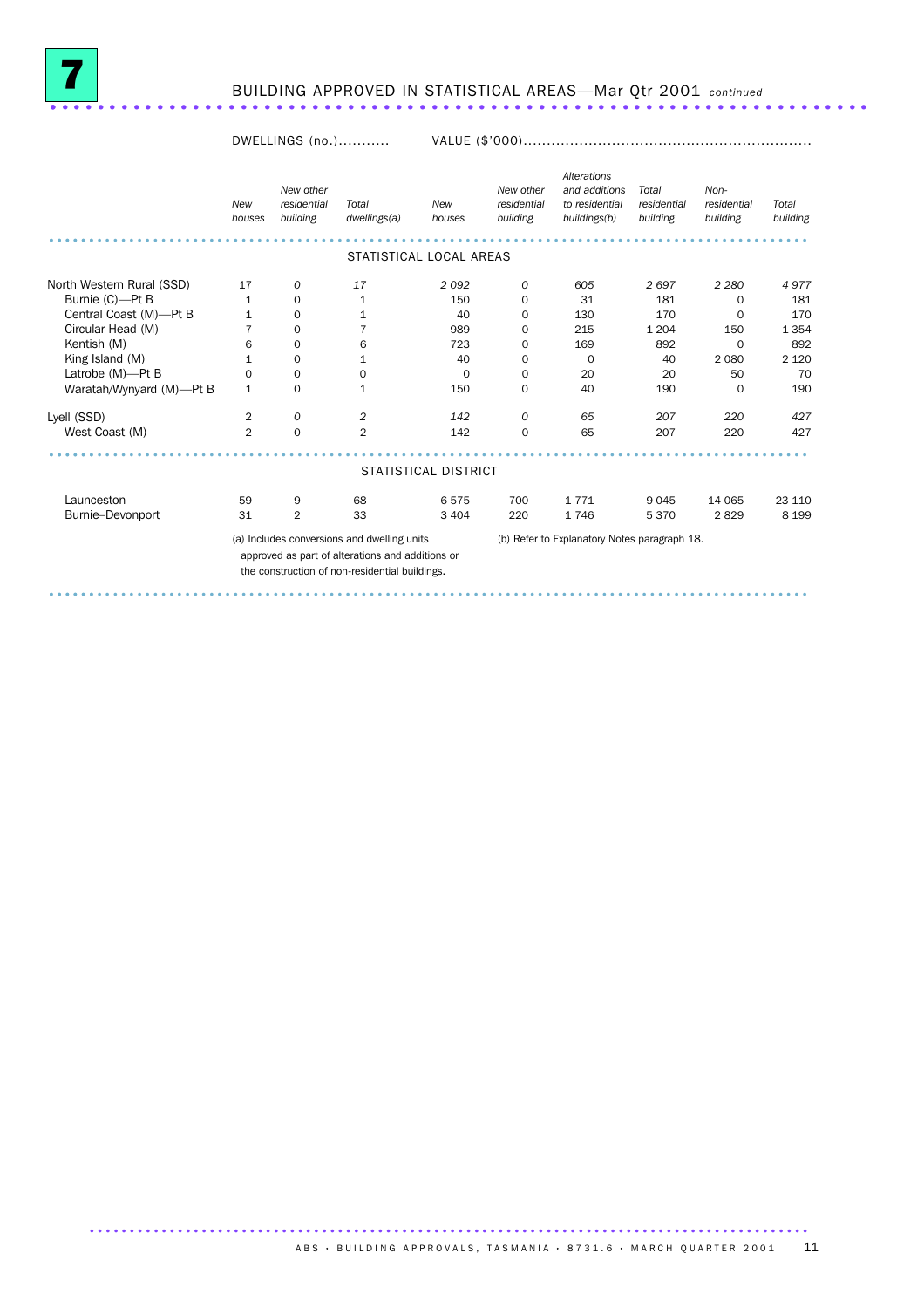# 7 BUILDING APPROVED IN STATISTICAL AREAS—Mar Qtr 2001 *continued*

| | DWELLINGS (no.) | | | VALUE ($'000) | | | | | |
|---|---|---|---|---|---|---|---|---|---|
| | *New houses* | *New other residential building* | *Total dwellings(a)* | *New houses* | *New other residential building* | *Alterations and additions to residential buildings(b)* | *Total residential building* | *Non-residential building* | *Total building* |
| | | | | STATISTICAL LOCAL AREAS | | | | | |
| North Western Rural (SSD) | 17 | *0* | *17* | *2 092* | *0* | *605* | *2 697* | *2 280* | *4 977* |
| Burnie (C)—Pt B | 1 | 0 | 1 | 150 | 0 | 31 | 181 | 0 | 181 |
| Central Coast (M)—Pt B | 1 | 0 | 1 | 40 | 0 | 130 | 170 | 0 | 170 |
| Circular Head (M) | 7 | 0 | 7 | 989 | 0 | 215 | 1 204 | 150 | 1 354 |
| Kentish (M) | 6 | 0 | 6 | 723 | 0 | 169 | 892 | 0 | 892 |
| King Island (M) | 1 | 0 | 1 | 40 | 0 | 0 | 40 | 2 080 | 2 120 |
| Latrobe (M)—Pt B | 0 | 0 | 0 | 0 | 0 | 20 | 20 | 50 | 70 |
| Waratah/Wynyard (M)—Pt B | 1 | 0 | 1 | 150 | 0 | 40 | 190 | 0 | 190 |
| Lyell (SSD) | 2 | *0* | *2* | *142* | *0* | *65* | *207* | *220* | *427* |
| West Coast (M) | 2 | 0 | 2 | 142 | 0 | 65 | 207 | 220 | 427 |
| | | | | STATISTICAL DISTRICT | | | | | |
| Launceston | 59 | 9 | 68 | 6 575 | 700 | 1 771 | 9 045 | 14 065 | 23 110 |
| Burnie–Devonport | 31 | 2 | 33 | 3 404 | 220 | 1 746 | 5 370 | 2 829 | 8 199 |

(a) Includes conversions and dwelling units approved as part of alterations and additions or the construction of non-residential buildings.

(b) Refer to Explanatory Notes paragraph 18.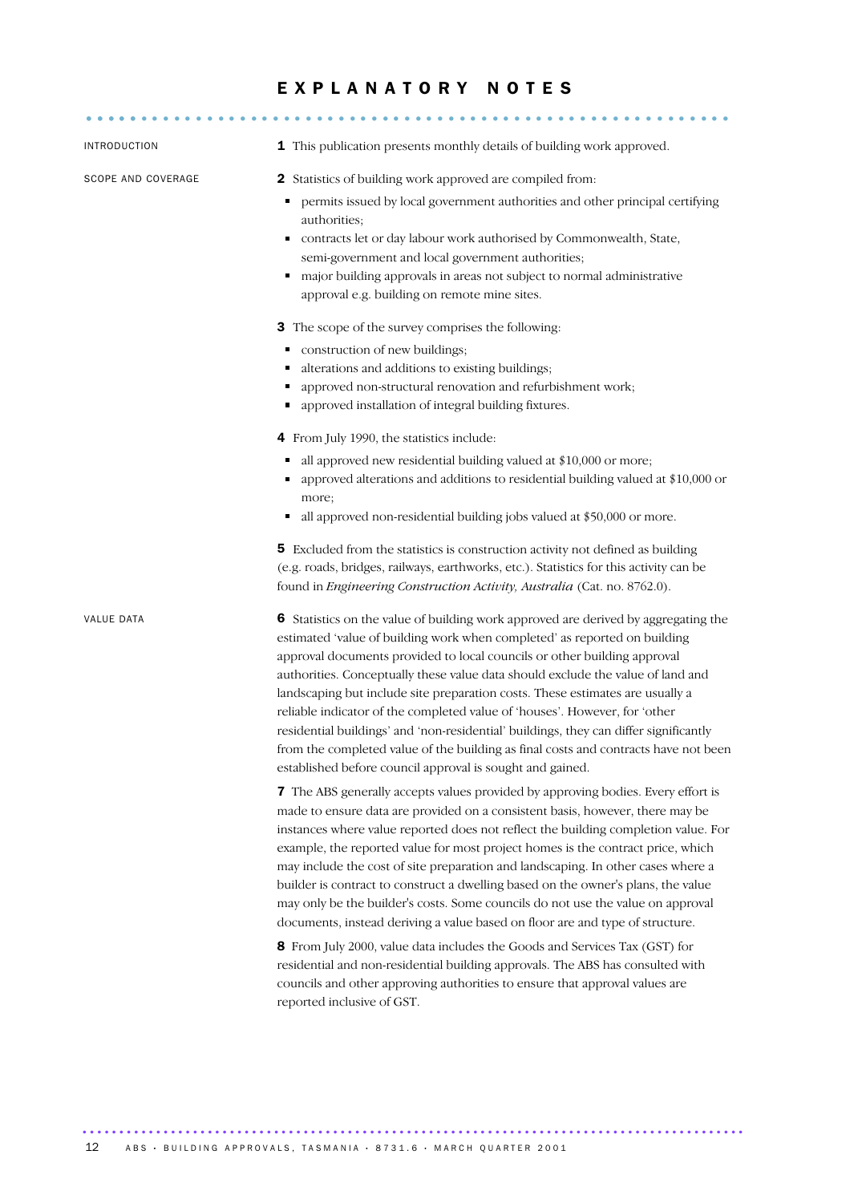# EXPLANATORY NOTES

## INTRODUCTION

**1** This publication presents monthly details of building work approved.

## SCOPE AND COVERAGE

**2** Statistics of building work approved are compiled from:

- permits issued by local government authorities and other principal certifying authorities;
- contracts let or day labour work authorised by Commonwealth, State, semi-government and local government authorities;
- major building approvals in areas not subject to normal administrative approval e.g. building on remote mine sites.

**3** The scope of the survey comprises the following:

- construction of new buildings;
- alterations and additions to existing buildings;
- approved non-structural renovation and refurbishment work;
- approved installation of integral building fixtures.

**4** From July 1990, the statistics include:

- all approved new residential building valued at $10,000 or more;
- approved alterations and additions to residential building valued at $10,000 or more;
- all approved non-residential building jobs valued at $50,000 or more.

**5** Excluded from the statistics is construction activity not defined as building (e.g. roads, bridges, railways, earthworks, etc.). Statistics for this activity can be found in *Engineering Construction Activity, Australia* (Cat. no. 8762.0).

## VALUE DATA

**6** Statistics on the value of building work approved are derived by aggregating the estimated 'value of building work when completed' as reported on building approval documents provided to local councils or other building approval authorities. Conceptually these value data should exclude the value of land and landscaping but include site preparation costs. These estimates are usually a reliable indicator of the completed value of 'houses'. However, for 'other residential buildings' and 'non-residential' buildings, they can differ significantly from the completed value of the building as final costs and contracts have not been established before council approval is sought and gained.

**7** The ABS generally accepts values provided by approving bodies. Every effort is made to ensure data are provided on a consistent basis, however, there may be instances where value reported does not reflect the building completion value. For example, the reported value for most project homes is the contract price, which may include the cost of site preparation and landscaping. In other cases where a builder is contract to construct a dwelling based on the owner's plans, the value may only be the builder's costs. Some councils do not use the value on approval documents, instead deriving a value based on floor are and type of structure.

**8** From July 2000, value data includes the Goods and Services Tax (GST) for residential and non-residential building approvals. The ABS has consulted with councils and other approving authorities to ensure that approval values are reported inclusive of GST.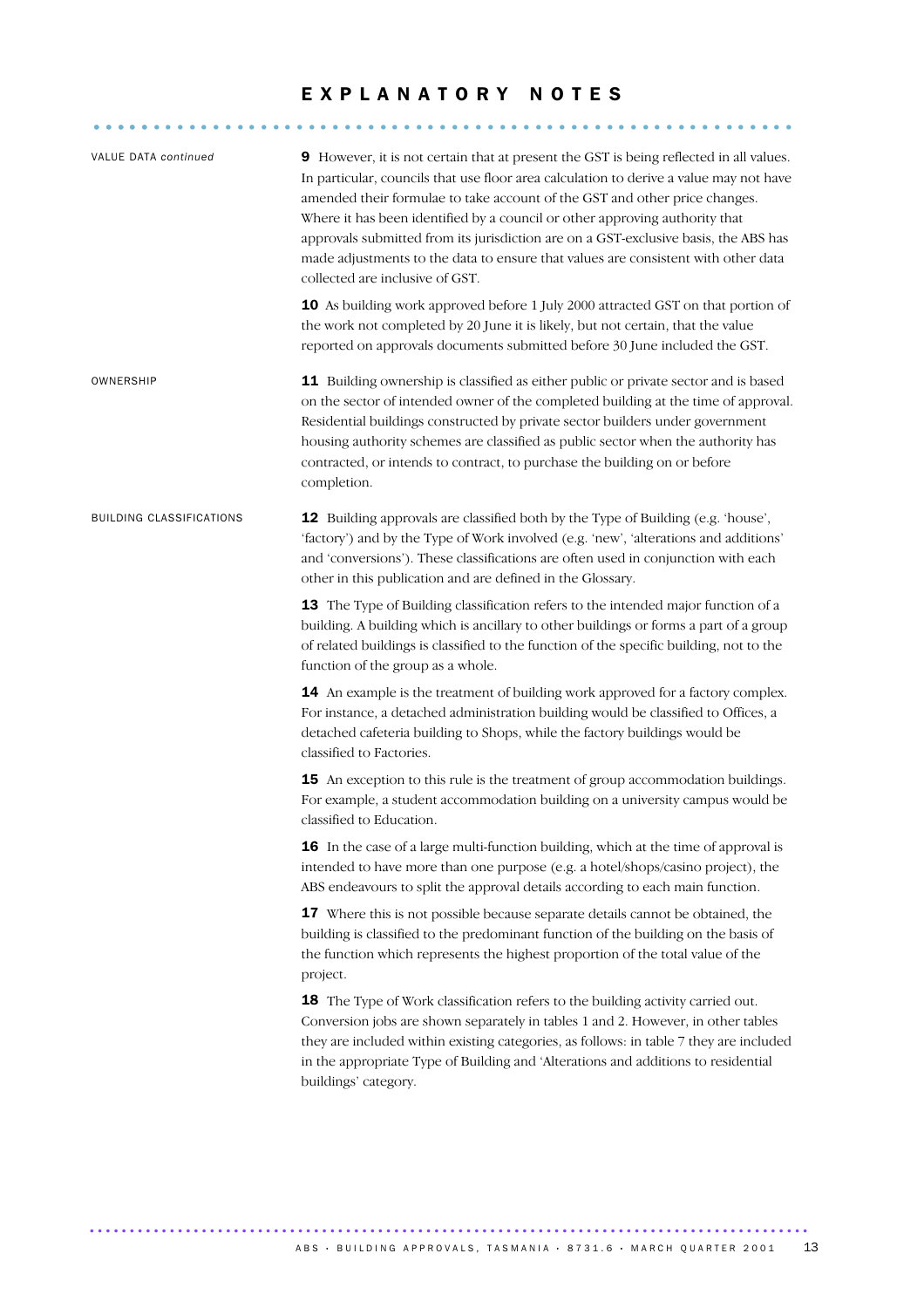# EXPLANATORY NOTES

VALUE DATA *continued*

**9** However, it is not certain that at present the GST is being reflected in all values. In particular, councils that use floor area calculation to derive a value may not have amended their formulae to take account of the GST and other price changes. Where it has been identified by a council or other approving authority that approvals submitted from its jurisdiction are on a GST-exclusive basis, the ABS has made adjustments to the data to ensure that values are consistent with other data collected are inclusive of GST.

**10** As building work approved before 1 July 2000 attracted GST on that portion of the work not completed by 20 June it is likely, but not certain, that the value reported on approvals documents submitted before 30 June included the GST.

OWNERSHIP

**11** Building ownership is classified as either public or private sector and is based on the sector of intended owner of the completed building at the time of approval. Residential buildings constructed by private sector builders under government housing authority schemes are classified as public sector when the authority has contracted, or intends to contract, to purchase the building on or before completion.

BUILDING CLASSIFICATIONS

**12** Building approvals are classified both by the Type of Building (e.g. 'house', 'factory') and by the Type of Work involved (e.g. 'new', 'alterations and additions' and 'conversions'). These classifications are often used in conjunction with each other in this publication and are defined in the Glossary.

**13** The Type of Building classification refers to the intended major function of a building. A building which is ancillary to other buildings or forms a part of a group of related buildings is classified to the function of the specific building, not to the function of the group as a whole.

**14** An example is the treatment of building work approved for a factory complex. For instance, a detached administration building would be classified to Offices, a detached cafeteria building to Shops, while the factory buildings would be classified to Factories.

**15** An exception to this rule is the treatment of group accommodation buildings. For example, a student accommodation building on a university campus would be classified to Education.

**16** In the case of a large multi-function building, which at the time of approval is intended to have more than one purpose (e.g. a hotel/shops/casino project), the ABS endeavours to split the approval details according to each main function.

**17** Where this is not possible because separate details cannot be obtained, the building is classified to the predominant function of the building on the basis of the function which represents the highest proportion of the total value of the project.

**18** The Type of Work classification refers to the building activity carried out. Conversion jobs are shown separately in tables 1 and 2. However, in other tables they are included within existing categories, as follows: in table 7 they are included in the appropriate Type of Building and 'Alterations and additions to residential buildings' category.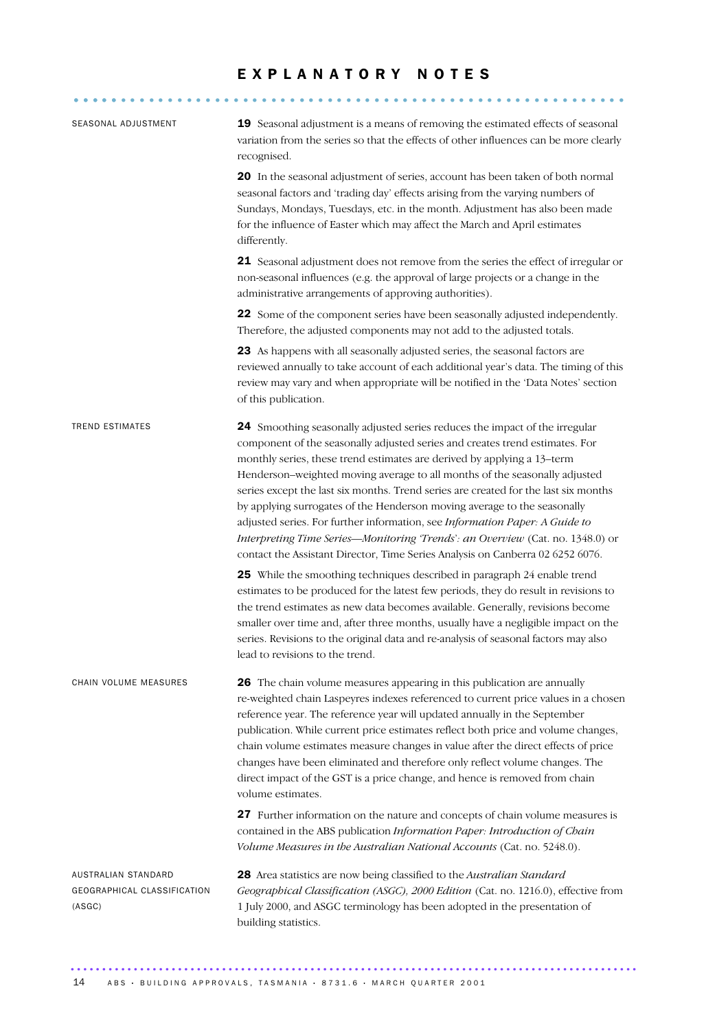# EXPLANATORY NOTES

### SEASONAL ADJUSTMENT

**19** Seasonal adjustment is a means of removing the estimated effects of seasonal variation from the series so that the effects of other influences can be more clearly recognised.

**20** In the seasonal adjustment of series, account has been taken of both normal seasonal factors and 'trading day' effects arising from the varying numbers of Sundays, Mondays, Tuesdays, etc. in the month. Adjustment has also been made for the influence of Easter which may affect the March and April estimates differently.

**21** Seasonal adjustment does not remove from the series the effect of irregular or non-seasonal influences (e.g. the approval of large projects or a change in the administrative arrangements of approving authorities).

**22** Some of the component series have been seasonally adjusted independently. Therefore, the adjusted components may not add to the adjusted totals.

**23** As happens with all seasonally adjusted series, the seasonal factors are reviewed annually to take account of each additional year's data. The timing of this review may vary and when appropriate will be notified in the 'Data Notes' section of this publication.

### TREND ESTIMATES

**24** Smoothing seasonally adjusted series reduces the impact of the irregular component of the seasonally adjusted series and creates trend estimates. For monthly series, these trend estimates are derived by applying a 13–term Henderson–weighted moving average to all months of the seasonally adjusted series except the last six months. Trend series are created for the last six months by applying surrogates of the Henderson moving average to the seasonally adjusted series. For further information, see *Information Paper: A Guide to Interpreting Time Series—Monitoring 'Trends': an Overview* (Cat. no. 1348.0) or contact the Assistant Director, Time Series Analysis on Canberra 02 6252 6076.

**25** While the smoothing techniques described in paragraph 24 enable trend estimates to be produced for the latest few periods, they do result in revisions to the trend estimates as new data becomes available. Generally, revisions become smaller over time and, after three months, usually have a negligible impact on the series. Revisions to the original data and re-analysis of seasonal factors may also lead to revisions to the trend.

### CHAIN VOLUME MEASURES

**26** The chain volume measures appearing in this publication are annually re-weighted chain Laspeyres indexes referenced to current price values in a chosen reference year. The reference year will updated annually in the September publication. While current price estimates reflect both price and volume changes, chain volume estimates measure changes in value after the direct effects of price changes have been eliminated and therefore only reflect volume changes. The direct impact of the GST is a price change, and hence is removed from chain volume estimates.

**27** Further information on the nature and concepts of chain volume measures is contained in the ABS publication *Information Paper: Introduction of Chain Volume Measures in the Australian National Accounts* (Cat. no. 5248.0).

### AUSTRALIAN STANDARD GEOGRAPHICAL CLASSIFICATION (ASGC)

**28** Area statistics are now being classified to the *Australian Standard Geographical Classification (ASGC), 2000 Edition* (Cat. no. 1216.0), effective from 1 July 2000, and ASGC terminology has been adopted in the presentation of building statistics.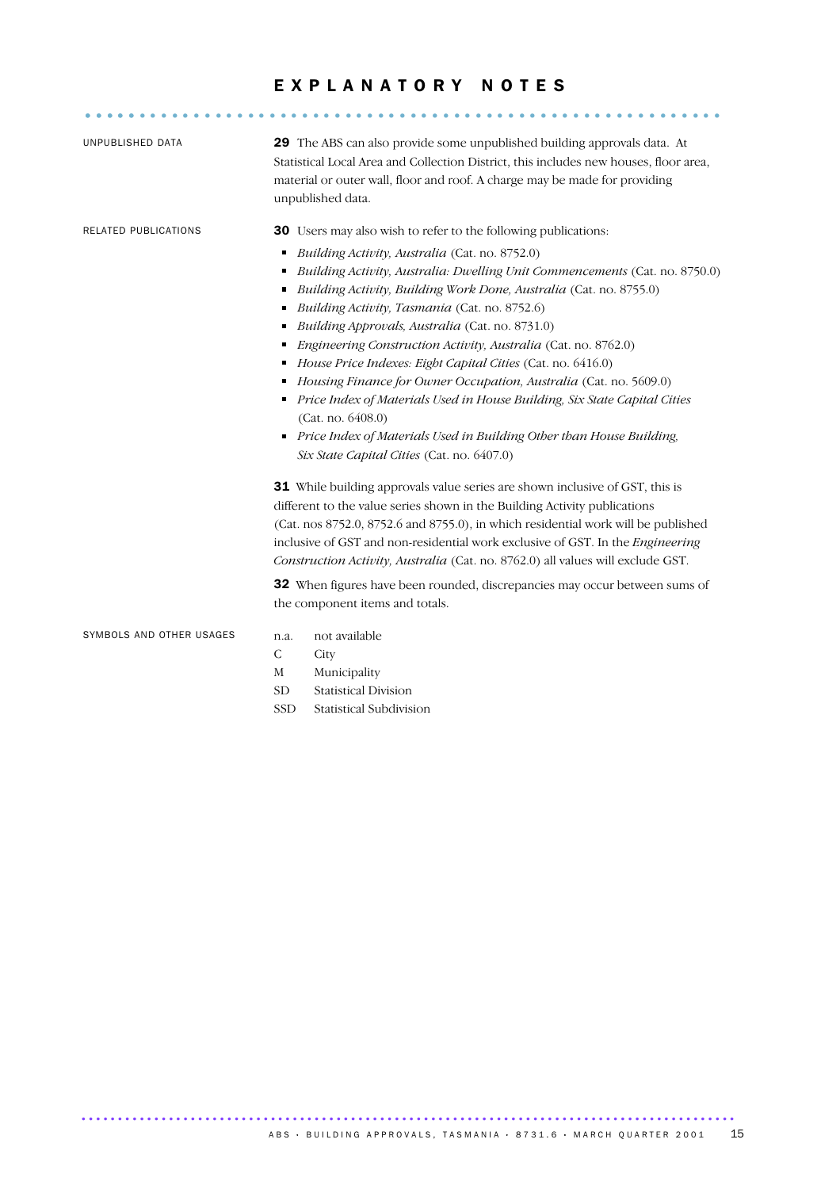# EXPLANATORY NOTES

UNPUBLISHED DATA

**29** The ABS can also provide some unpublished building approvals data. At Statistical Local Area and Collection District, this includes new houses, floor area, material or outer wall, floor and roof. A charge may be made for providing unpublished data.

RELATED PUBLICATIONS

**30** Users may also wish to refer to the following publications:

- *Building Activity, Australia* (Cat. no. 8752.0)
- *Building Activity, Australia: Dwelling Unit Commencements* (Cat. no. 8750.0)
- *Building Activity, Building Work Done, Australia* (Cat. no. 8755.0)
- *Building Activity, Tasmania* (Cat. no. 8752.6)
- *Building Approvals, Australia* (Cat. no. 8731.0)
- *Engineering Construction Activity, Australia* (Cat. no. 8762.0)
- *House Price Indexes: Eight Capital Cities* (Cat. no. 6416.0)
- *Housing Finance for Owner Occupation, Australia* (Cat. no. 5609.0)
- *Price Index of Materials Used in House Building, Six State Capital Cities* (Cat. no. 6408.0)
- *Price Index of Materials Used in Building Other than House Building, Six State Capital Cities* (Cat. no. 6407.0)

**31** While building approvals value series are shown inclusive of GST, this is different to the value series shown in the Building Activity publications (Cat. nos 8752.0, 8752.6 and 8755.0), in which residential work will be published inclusive of GST and non-residential work exclusive of GST. In the *Engineering Construction Activity, Australia* (Cat. no. 8762.0) all values will exclude GST.

**32** When figures have been rounded, discrepancies may occur between sums of the component items and totals.

SYMBOLS AND OTHER USAGES

| | |
|---|---|
| n.a. | not available |
| C | City |
| M | Municipality |
| SD | Statistical Division |
| SSD | Statistical Subdivision |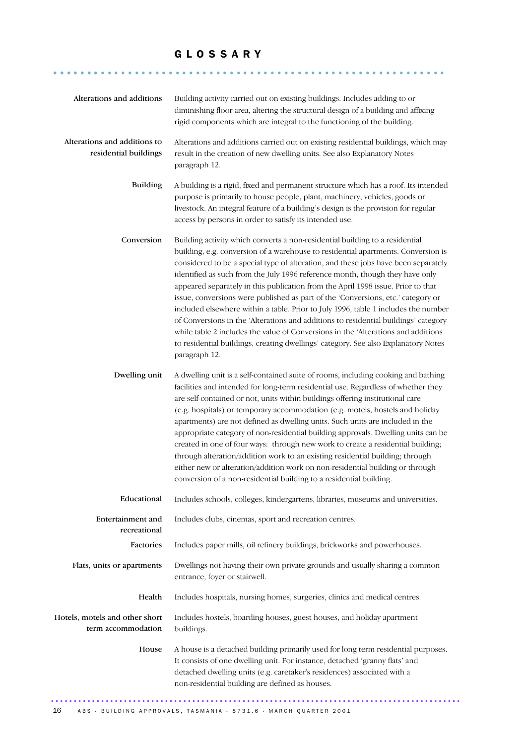# GLOSSARY

**Alterations and additions**
Building activity carried out on existing buildings. Includes adding to or diminishing floor area, altering the structural design of a building and affixing rigid components which are integral to the functioning of the building.

**Alterations and additions to residential buildings**
Alterations and additions carried out on existing residential buildings, which may result in the creation of new dwelling units. See also Explanatory Notes paragraph 12.

**Building**
A building is a rigid, fixed and permanent structure which has a roof. Its intended purpose is primarily to house people, plant, machinery, vehicles, goods or livestock. An integral feature of a building's design is the provision for regular access by persons in order to satisfy its intended use.

**Conversion**
Building activity which converts a non-residential building to a residential building, e.g. conversion of a warehouse to residential apartments. Conversion is considered to be a special type of alteration, and these jobs have been separately identified as such from the July 1996 reference month, though they have only appeared separately in this publication from the April 1998 issue. Prior to that issue, conversions were published as part of the 'Conversions, etc.' category or included elsewhere within a table. Prior to July 1996, table 1 includes the number of Conversions in the 'Alterations and additions to residential buildings' category while table 2 includes the value of Conversions in the 'Alterations and additions to residential buildings, creating dwellings' category. See also Explanatory Notes paragraph 12.

**Dwelling unit**
A dwelling unit is a self-contained suite of rooms, including cooking and bathing facilities and intended for long-term residential use. Regardless of whether they are self-contained or not, units within buildings offering institutional care (e.g. hospitals) or temporary accommodation (e.g. motels, hostels and holiday apartments) are not defined as dwelling units. Such units are included in the appropriate category of non-residential building approvals. Dwelling units can be created in one of four ways: through new work to create a residential building; through alteration/addition work to an existing residential building; through either new or alteration/addition work on non-residential building or through conversion of a non-residential building to a residential building.

**Educational**
Includes schools, colleges, kindergartens, libraries, museums and universities.

**Entertainment and recreational**
Includes clubs, cinemas, sport and recreation centres.

**Factories**
Includes paper mills, oil refinery buildings, brickworks and powerhouses.

**Flats, units or apartments**
Dwellings not having their own private grounds and usually sharing a common entrance, foyer or stairwell.

**Health**
Includes hospitals, nursing homes, surgeries, clinics and medical centres.

**Hotels, motels and other short term accommodation**
Includes hostels, boarding houses, guest houses, and holiday apartment buildings.

**House**
A house is a detached building primarily used for long term residential purposes. It consists of one dwelling unit. For instance, detached 'granny flats' and detached dwelling units (e.g. caretaker's residences) associated with a non-residential building are defined as houses.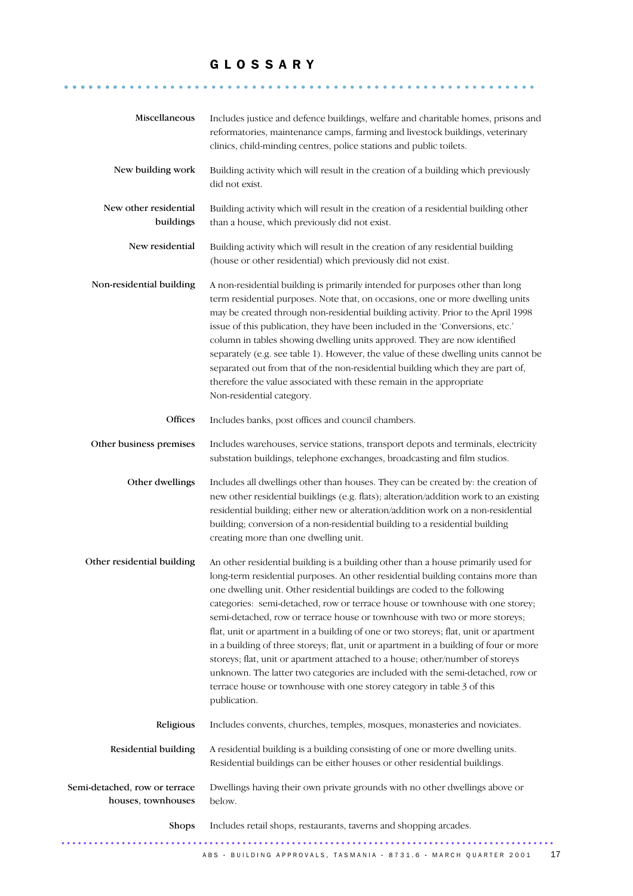# GLOSSARY

**Miscellaneous**
Includes justice and defence buildings, welfare and charitable homes, prisons and reformatories, maintenance camps, farming and livestock buildings, veterinary clinics, child-minding centres, police stations and public toilets.

**New building work**
Building activity which will result in the creation of a building which previously did not exist.

**New other residential buildings**
Building activity which will result in the creation of a residential building other than a house, which previously did not exist.

**New residential**
Building activity which will result in the creation of any residential building (house or other residential) which previously did not exist.

**Non-residential building**
A non-residential building is primarily intended for purposes other than long term residential purposes. Note that, on occasions, one or more dwelling units may be created through non-residential building activity. Prior to the April 1998 issue of this publication, they have been included in the 'Conversions, etc.' column in tables showing dwelling units approved. They are now identified separately (e.g. see table 1). However, the value of these dwelling units cannot be separated out from that of the non-residential building which they are part of, therefore the value associated with these remain in the appropriate Non-residential category.

**Offices**
Includes banks, post offices and council chambers.

**Other business premises**
Includes warehouses, service stations, transport depots and terminals, electricity substation buildings, telephone exchanges, broadcasting and film studios.

**Other dwellings**
Includes all dwellings other than houses. They can be created by: the creation of new other residential buildings (e.g. flats); alteration/addition work to an existing residential building; either new or alteration/addition work on a non-residential building; conversion of a non-residential building to a residential building creating more than one dwelling unit.

**Other residential building**
An other residential building is a building other than a house primarily used for long-term residential purposes. An other residential building contains more than one dwelling unit. Other residential buildings are coded to the following categories: semi-detached, row or terrace house or townhouse with one storey; semi-detached, row or terrace house or townhouse with two or more storeys; flat, unit or apartment in a building of one or two storeys; flat, unit or apartment in a building of three storeys; flat, unit or apartment in a building of four or more storeys; flat, unit or apartment attached to a house; other/number of storeys unknown. The latter two categories are included with the semi-detached, row or terrace house or townhouse with one storey category in table 3 of this publication.

**Religious**
Includes convents, churches, temples, mosques, monasteries and noviciates.

**Residential building**
A residential building is a building consisting of one or more dwelling units. Residential buildings can be either houses or other residential buildings.

**Semi-detached, row or terrace houses, townhouses**
Dwellings having their own private grounds with no other dwellings above or below.

**Shops**
Includes retail shops, restaurants, taverns and shopping arcades.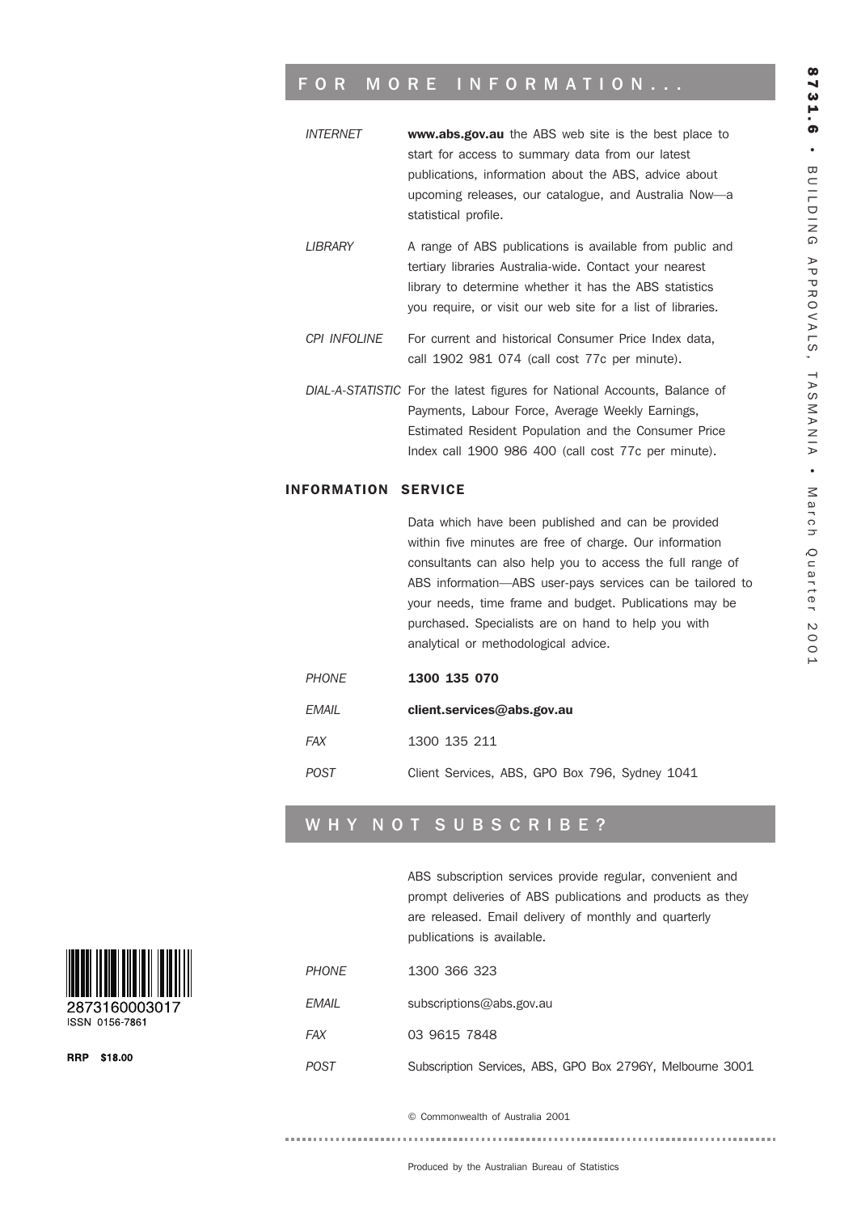## FOR MORE INFORMATION...

| | |
|---|---|
| *INTERNET* | **www.abs.gov.au** the ABS web site is the best place to start for access to summary data from our latest publications, information about the ABS, advice about upcoming releases, our catalogue, and Australia Now—a statistical profile. |
| *LIBRARY* | A range of ABS publications is available from public and tertiary libraries Australia-wide. Contact your nearest library to determine whether it has the ABS statistics you require, or visit our web site for a list of libraries. |
| *CPI INFOLINE* | For current and historical Consumer Price Index data, call 1902 981 074 (call cost 77c per minute). |
| *DIAL-A-STATISTIC* | For the latest figures for National Accounts, Balance of Payments, Labour Force, Average Weekly Earnings, Estimated Resident Population and the Consumer Price Index call 1900 986 400 (call cost 77c per minute). |

### INFORMATION SERVICE

Data which have been published and can be provided within five minutes are free of charge. Our information consultants can also help you to access the full range of ABS information—ABS user-pays services can be tailored to your needs, time frame and budget. Publications may be purchased. Specialists are on hand to help you with analytical or methodological advice.

| | |
|---|---|
| *PHONE* | **1300 135 070** |
| *EMAIL* | **client.services@abs.gov.au** |
| *FAX* | 1300 135 211 |
| *POST* | Client Services, ABS, GPO Box 796, Sydney 1041 |

## WHY NOT SUBSCRIBE?

ABS subscription services provide regular, convenient and prompt deliveries of ABS publications and products as they are released. Email delivery of monthly and quarterly publications is available.

| | |
|---|---|
| *PHONE* | 1300 366 323 |
| *EMAIL* | subscriptions@abs.gov.au |
| *FAX* | 03 9615 7848 |
| *POST* | Subscription Services, ABS, GPO Box 2796Y, Melbourne 3001 |

2873160003017

ISSN 0156-7861

**RRP $18.00**

© Commonwealth of Australia 2001

Produced by the Australian Bureau of Statistics